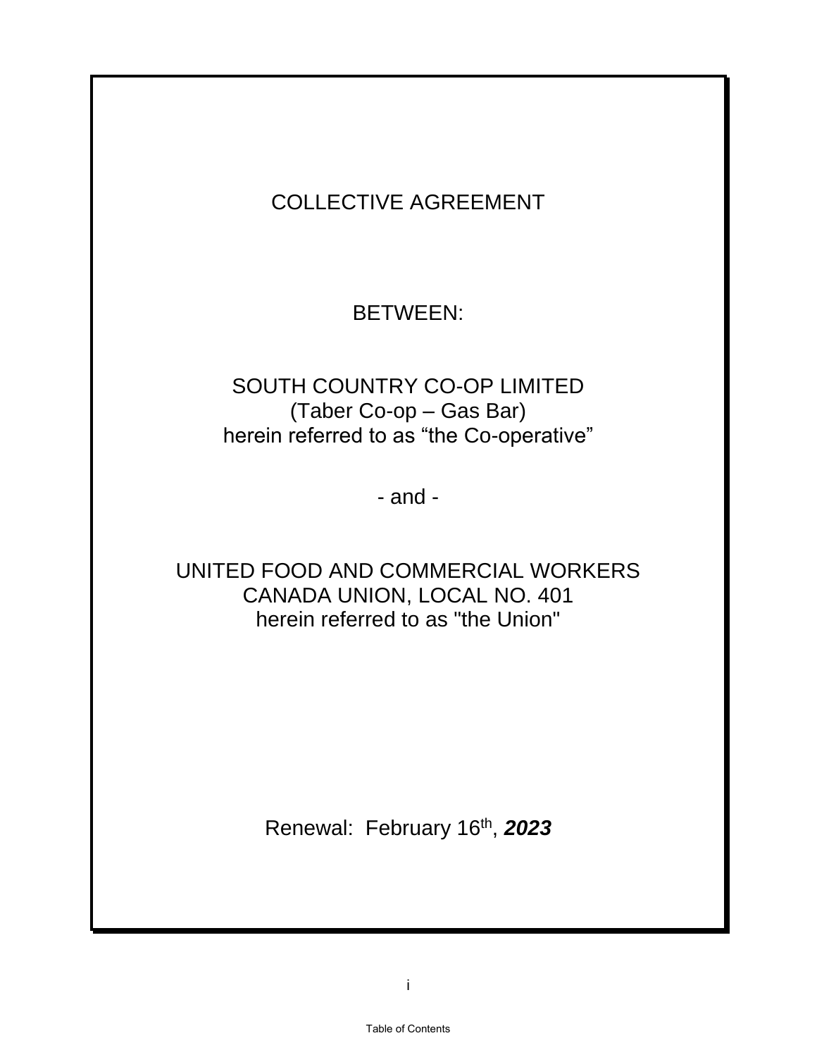# COLLECTIVE AGREEMENT

BETWEEN:

SOUTH COUNTRY CO-OP LIMITED
(Taber Co-op – Gas Bar)
herein referred to as “the Co-operative”

- and -

UNITED FOOD AND COMMERCIAL WORKERS
CANADA UNION, LOCAL NO. 401
herein referred to as "the Union"

Renewal: February 16th, ***2023***

Table of Contents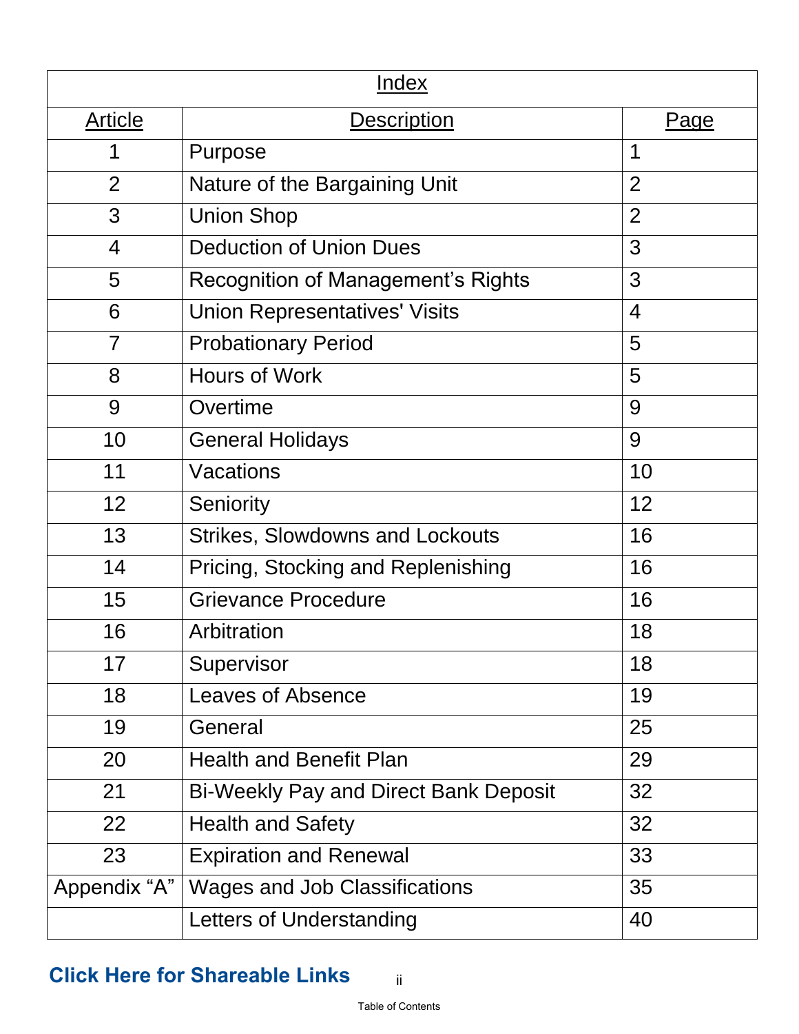| Index | | |
|---|---|---|
| Article | Description | Page |
| 1 | Purpose | 1 |
| 2 | Nature of the Bargaining Unit | 2 |
| 3 | Union Shop | 2 |
| 4 | Deduction of Union Dues | 3 |
| 5 | Recognition of Management's Rights | 3 |
| 6 | Union Representatives' Visits | 4 |
| 7 | Probationary Period | 5 |
| 8 | Hours of Work | 5 |
| 9 | Overtime | 9 |
| 10 | General Holidays | 9 |
| 11 | Vacations | 10 |
| 12 | Seniority | 12 |
| 13 | Strikes, Slowdowns and Lockouts | 16 |
| 14 | Pricing, Stocking and Replenishing | 16 |
| 15 | Grievance Procedure | 16 |
| 16 | Arbitration | 18 |
| 17 | Supervisor | 18 |
| 18 | Leaves of Absence | 19 |
| 19 | General | 25 |
| 20 | Health and Benefit Plan | 29 |
| 21 | Bi-Weekly Pay and Direct Bank Deposit | 32 |
| 22 | Health and Safety | 32 |
| 23 | Expiration and Renewal | 33 |
| Appendix "A" | Wages and Job Classifications | 35 |
| | Letters of Understanding | 40 |

**Click Here for Shareable Links**

Table of Contents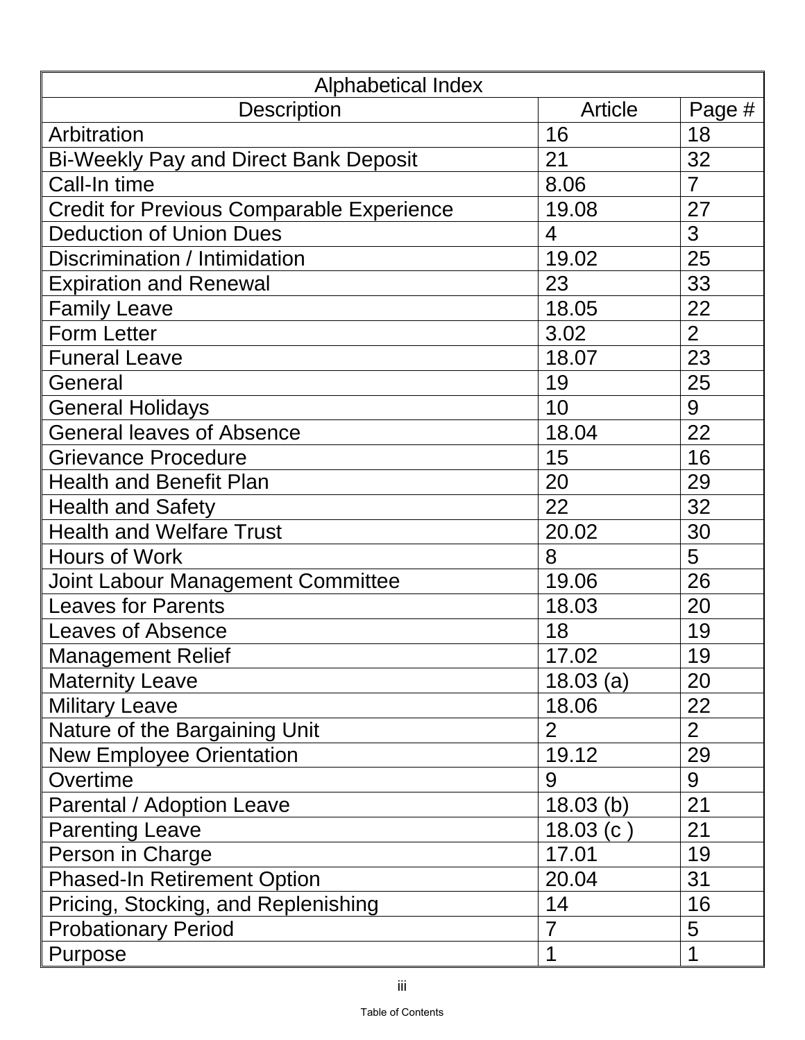| Alphabetical Index | | |
|---|---|---|
| Description | Article | Page # |
| Arbitration | 16 | 18 |
| Bi-Weekly Pay and Direct Bank Deposit | 21 | 32 |
| Call-In time | 8.06 | 7 |
| Credit for Previous Comparable Experience | 19.08 | 27 |
| Deduction of Union Dues | 4 | 3 |
| Discrimination / Intimidation | 19.02 | 25 |
| Expiration and Renewal | 23 | 33 |
| Family Leave | 18.05 | 22 |
| Form Letter | 3.02 | 2 |
| Funeral Leave | 18.07 | 23 |
| General | 19 | 25 |
| General Holidays | 10 | 9 |
| General leaves of Absence | 18.04 | 22 |
| Grievance Procedure | 15 | 16 |
| Health and Benefit Plan | 20 | 29 |
| Health and Safety | 22 | 32 |
| Health and Welfare Trust | 20.02 | 30 |
| Hours of Work | 8 | 5 |
| Joint Labour Management Committee | 19.06 | 26 |
| Leaves for Parents | 18.03 | 20 |
| Leaves of Absence | 18 | 19 |
| Management Relief | 17.02 | 19 |
| Maternity Leave | 18.03 (a) | 20 |
| Military Leave | 18.06 | 22 |
| Nature of the Bargaining Unit | 2 | 2 |
| New Employee Orientation | 19.12 | 29 |
| Overtime | 9 | 9 |
| Parental / Adoption Leave | 18.03 (b) | 21 |
| Parenting Leave | 18.03 (c ) | 21 |
| Person in Charge | 17.01 | 19 |
| Phased-In Retirement Option | 20.04 | 31 |
| Pricing, Stocking, and Replenishing | 14 | 16 |
| Probationary Period | 7 | 5 |
| Purpose | 1 | 1 |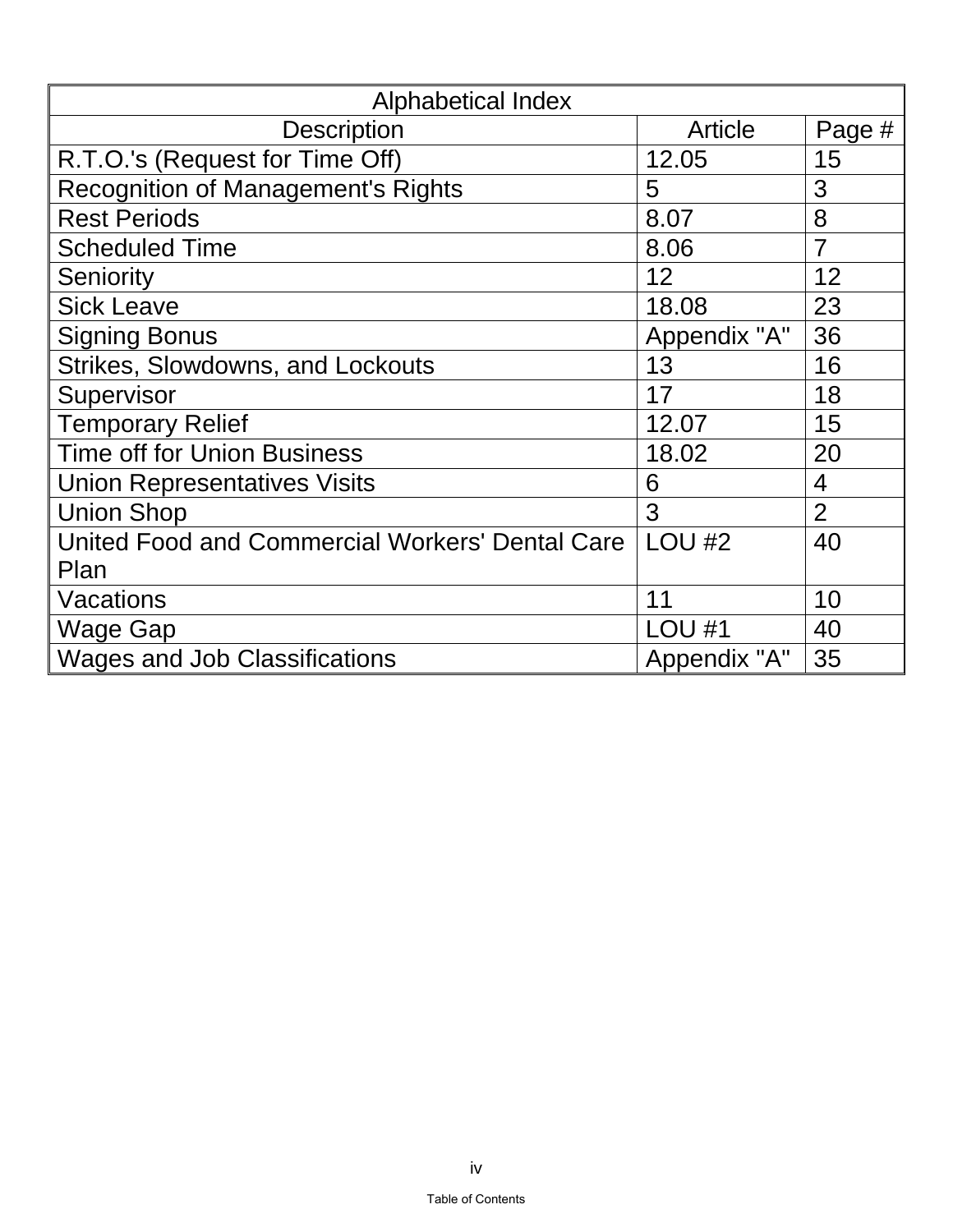| Alphabetical Index | | |
|---|---|---|
| Description | Article | Page # |
| R.T.O.'s (Request for Time Off) | 12.05 | 15 |
| Recognition of Management's Rights | 5 | 3 |
| Rest Periods | 8.07 | 8 |
| Scheduled Time | 8.06 | 7 |
| Seniority | 12 | 12 |
| Sick Leave | 18.08 | 23 |
| Signing Bonus | Appendix "A" | 36 |
| Strikes, Slowdowns, and Lockouts | 13 | 16 |
| Supervisor | 17 | 18 |
| Temporary Relief | 12.07 | 15 |
| Time off for Union Business | 18.02 | 20 |
| Union Representatives Visits | 6 | 4 |
| Union Shop | 3 | 2 |
| United Food and Commercial Workers' Dental Care Plan | LOU #2 | 40 |
| Vacations | 11 | 10 |
| Wage Gap | LOU #1 | 40 |
| Wages and Job Classifications | Appendix "A" | 35 |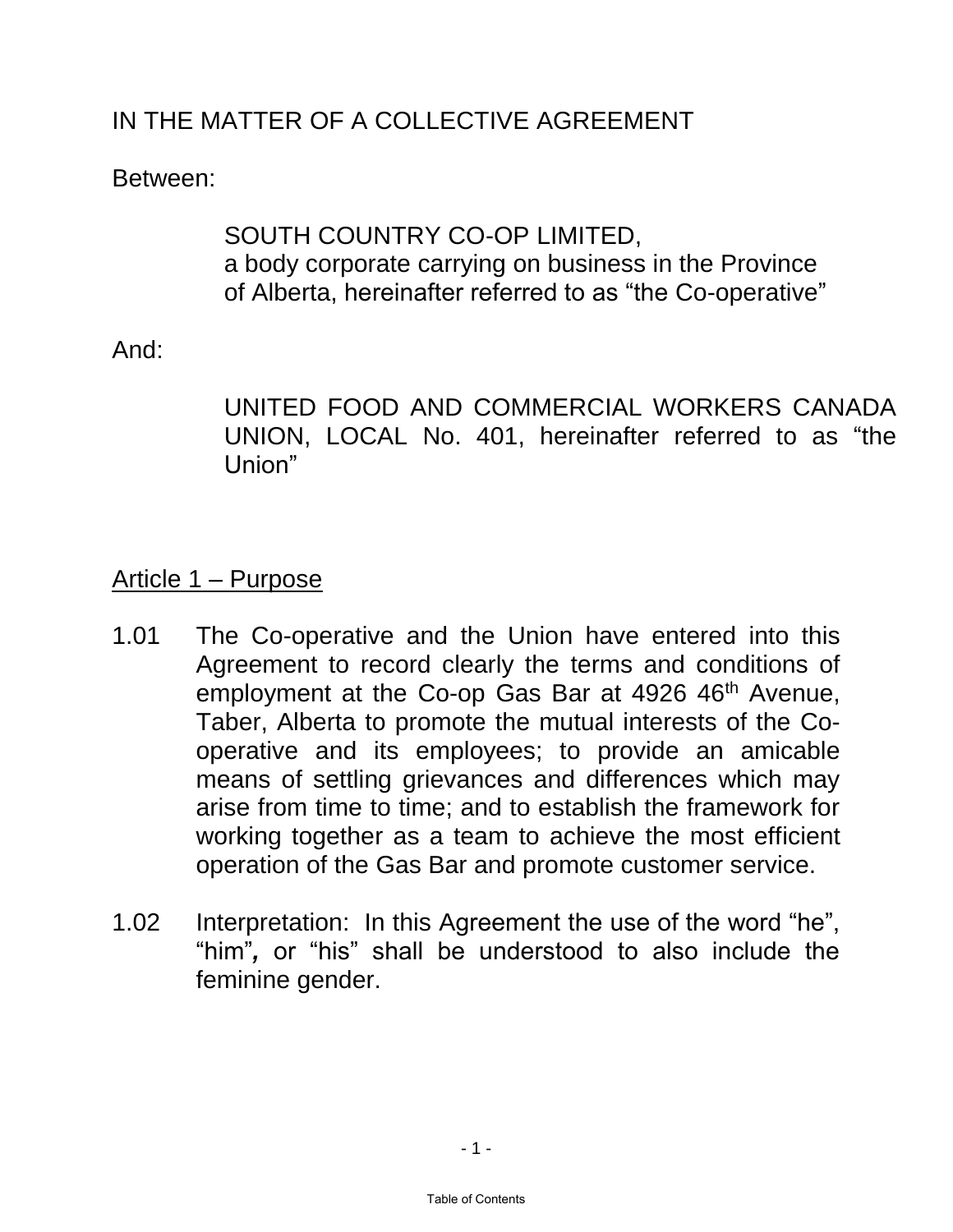IN THE MATTER OF A COLLECTIVE AGREEMENT

Between:

SOUTH COUNTRY CO-OP LIMITED,
a body corporate carrying on business in the Province of Alberta, hereinafter referred to as "the Co-operative"

And:

UNITED FOOD AND COMMERCIAL WORKERS CANADA UNION, LOCAL No. 401, hereinafter referred to as "the Union"

## Article 1 – Purpose

1.01 The Co-operative and the Union have entered into this Agreement to record clearly the terms and conditions of employment at the Co-op Gas Bar at 4926 46th Avenue, Taber, Alberta to promote the mutual interests of the Co-operative and its employees; to provide an amicable means of settling grievances and differences which may arise from time to time; and to establish the framework for working together as a team to achieve the most efficient operation of the Gas Bar and promote customer service.

1.02 Interpretation: In this Agreement the use of the word "he", "him", or "his" shall be understood to also include the feminine gender.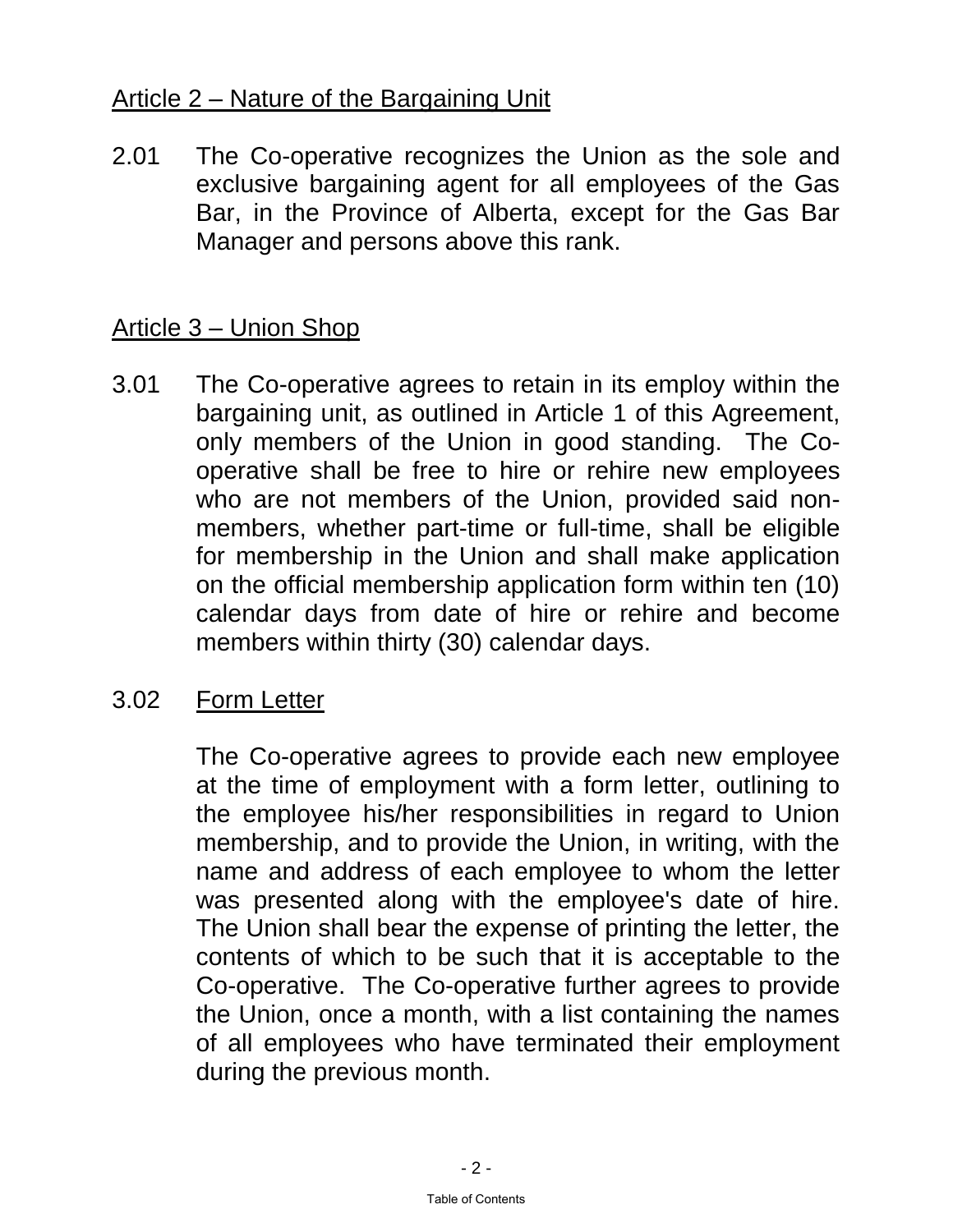## Article 2 – Nature of the Bargaining Unit

2.01 The Co-operative recognizes the Union as the sole and exclusive bargaining agent for all employees of the Gas Bar, in the Province of Alberta, except for the Gas Bar Manager and persons above this rank.

## Article 3 – Union Shop

3.01 The Co-operative agrees to retain in its employ within the bargaining unit, as outlined in Article 1 of this Agreement, only members of the Union in good standing. The Co-operative shall be free to hire or rehire new employees who are not members of the Union, provided said non-members, whether part-time or full-time, shall be eligible for membership in the Union and shall make application on the official membership application form within ten (10) calendar days from date of hire or rehire and become members within thirty (30) calendar days.

3.02 Form Letter

The Co-operative agrees to provide each new employee at the time of employment with a form letter, outlining to the employee his/her responsibilities in regard to Union membership, and to provide the Union, in writing, with the name and address of each employee to whom the letter was presented along with the employee's date of hire. The Union shall bear the expense of printing the letter, the contents of which to be such that it is acceptable to the Co-operative. The Co-operative further agrees to provide the Union, once a month, with a list containing the names of all employees who have terminated their employment during the previous month.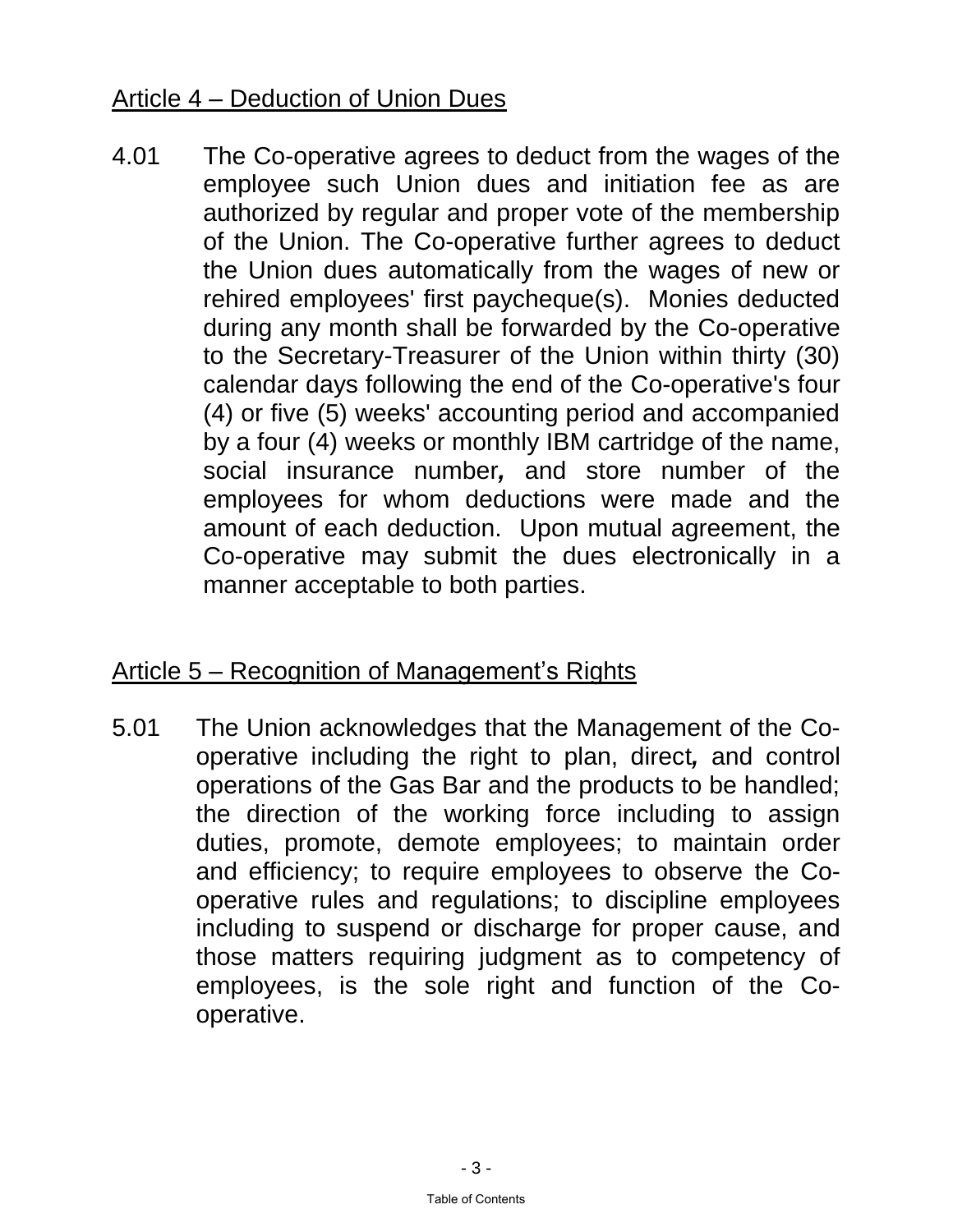## Article 4 – Deduction of Union Dues

4.01 The Co-operative agrees to deduct from the wages of the employee such Union dues and initiation fee as are authorized by regular and proper vote of the membership of the Union. The Co-operative further agrees to deduct the Union dues automatically from the wages of new or rehired employees' first paycheque(s). Monies deducted during any month shall be forwarded by the Co-operative to the Secretary-Treasurer of the Union within thirty (30) calendar days following the end of the Co-operative's four (4) or five (5) weeks' accounting period and accompanied by a four (4) weeks or monthly IBM cartridge of the name, social insurance number*,* and store number of the employees for whom deductions were made and the amount of each deduction. Upon mutual agreement, the Co-operative may submit the dues electronically in a manner acceptable to both parties.

## Article 5 – Recognition of Management's Rights

5.01 The Union acknowledges that the Management of the Co-operative including the right to plan, direct*,* and control operations of the Gas Bar and the products to be handled; the direction of the working force including to assign duties, promote, demote employees; to maintain order and efficiency; to require employees to observe the Co-operative rules and regulations; to discipline employees including to suspend or discharge for proper cause, and those matters requiring judgment as to competency of employees, is the sole right and function of the Co-operative.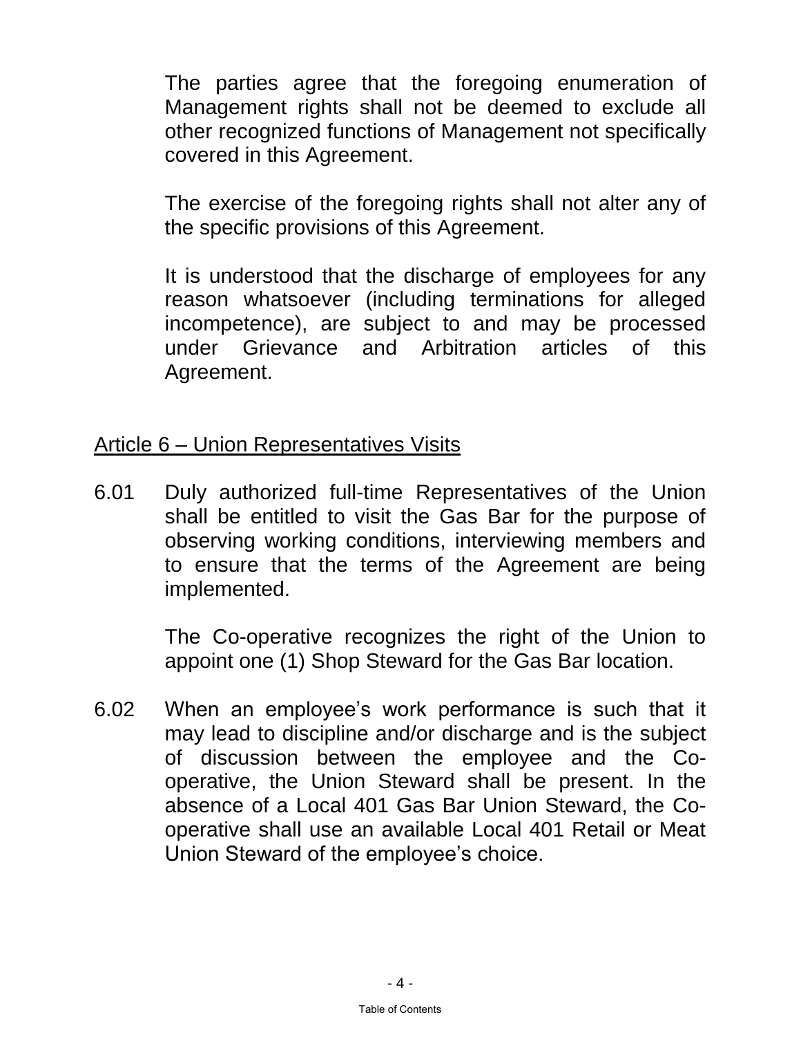The parties agree that the foregoing enumeration of Management rights shall not be deemed to exclude all other recognized functions of Management not specifically covered in this Agreement.

The exercise of the foregoing rights shall not alter any of the specific provisions of this Agreement.

It is understood that the discharge of employees for any reason whatsoever (including terminations for alleged incompetence), are subject to and may be processed under Grievance and Arbitration articles of this Agreement.

## Article 6 – Union Representatives Visits

6.01 Duly authorized full-time Representatives of the Union shall be entitled to visit the Gas Bar for the purpose of observing working conditions, interviewing members and to ensure that the terms of the Agreement are being implemented.

The Co-operative recognizes the right of the Union to appoint one (1) Shop Steward for the Gas Bar location.

6.02 When an employee's work performance is such that it may lead to discipline and/or discharge and is the subject of discussion between the employee and the Co-operative, the Union Steward shall be present. In the absence of a Local 401 Gas Bar Union Steward, the Co-operative shall use an available Local 401 Retail or Meat Union Steward of the employee's choice.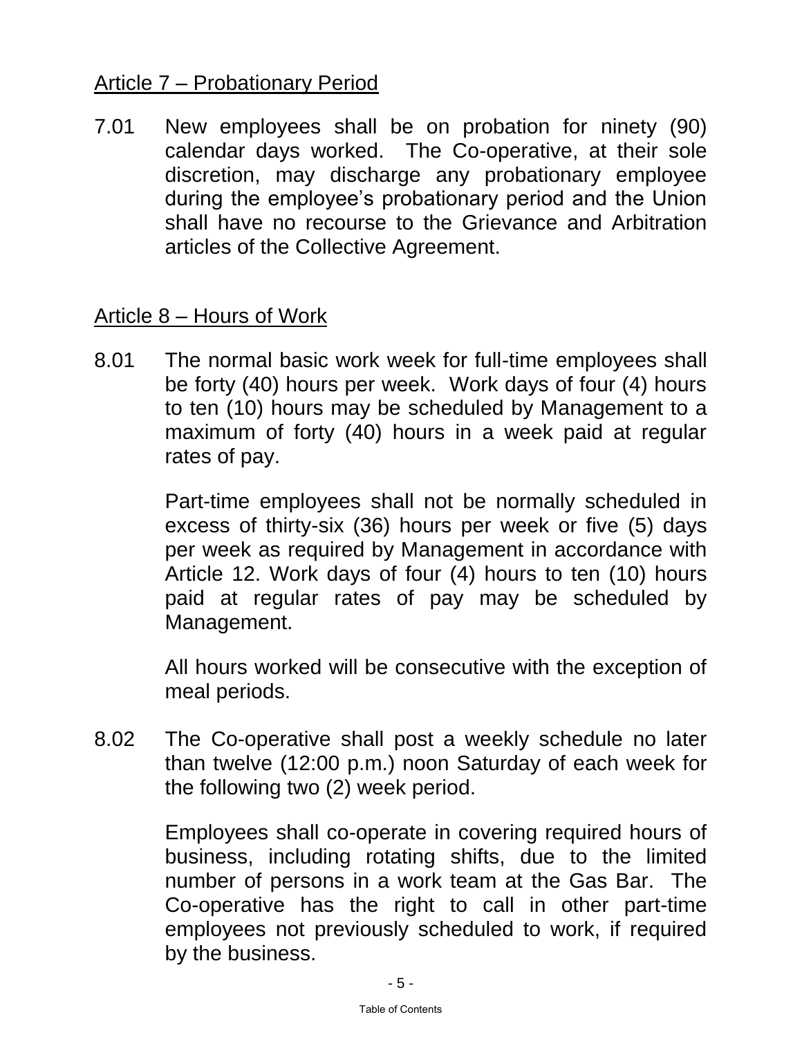## Article 7 – Probationary Period

7.01 New employees shall be on probation for ninety (90) calendar days worked. The Co-operative, at their sole discretion, may discharge any probationary employee during the employee's probationary period and the Union shall have no recourse to the Grievance and Arbitration articles of the Collective Agreement.

## Article 8 – Hours of Work

8.01 The normal basic work week for full-time employees shall be forty (40) hours per week. Work days of four (4) hours to ten (10) hours may be scheduled by Management to a maximum of forty (40) hours in a week paid at regular rates of pay.

Part-time employees shall not be normally scheduled in excess of thirty-six (36) hours per week or five (5) days per week as required by Management in accordance with Article 12. Work days of four (4) hours to ten (10) hours paid at regular rates of pay may be scheduled by Management.

All hours worked will be consecutive with the exception of meal periods.

8.02 The Co-operative shall post a weekly schedule no later than twelve (12:00 p.m.) noon Saturday of each week for the following two (2) week period.

Employees shall co-operate in covering required hours of business, including rotating shifts, due to the limited number of persons in a work team at the Gas Bar. The Co-operative has the right to call in other part-time employees not previously scheduled to work, if required by the business.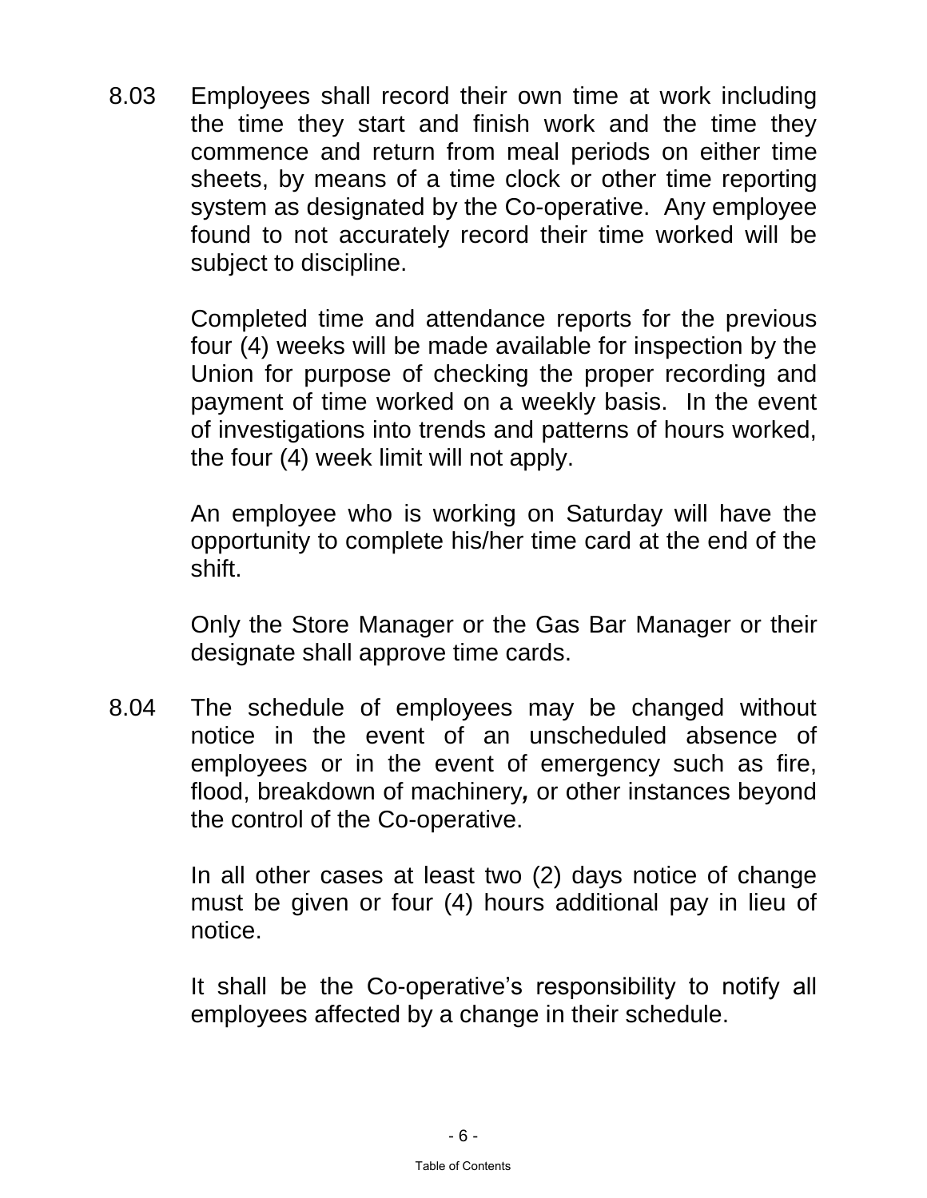8.03 Employees shall record their own time at work including the time they start and finish work and the time they commence and return from meal periods on either time sheets, by means of a time clock or other time reporting system as designated by the Co-operative. Any employee found to not accurately record their time worked will be subject to discipline.

Completed time and attendance reports for the previous four (4) weeks will be made available for inspection by the Union for purpose of checking the proper recording and payment of time worked on a weekly basis. In the event of investigations into trends and patterns of hours worked, the four (4) week limit will not apply.

An employee who is working on Saturday will have the opportunity to complete his/her time card at the end of the shift.

Only the Store Manager or the Gas Bar Manager or their designate shall approve time cards.

8.04 The schedule of employees may be changed without notice in the event of an unscheduled absence of employees or in the event of emergency such as fire, flood, breakdown of machinery, or other instances beyond the control of the Co-operative.

In all other cases at least two (2) days notice of change must be given or four (4) hours additional pay in lieu of notice.

It shall be the Co-operative's responsibility to notify all employees affected by a change in their schedule.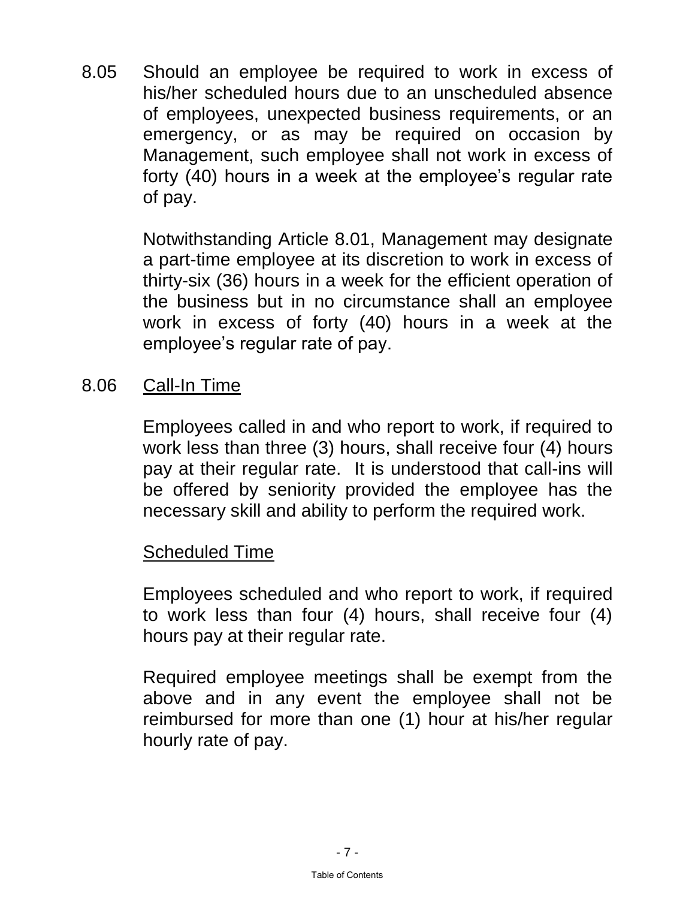8.05 Should an employee be required to work in excess of his/her scheduled hours due to an unscheduled absence of employees, unexpected business requirements, or an emergency, or as may be required on occasion by Management, such employee shall not work in excess of forty (40) hours in a week at the employee's regular rate of pay.

Notwithstanding Article 8.01, Management may designate a part-time employee at its discretion to work in excess of thirty-six (36) hours in a week for the efficient operation of the business but in no circumstance shall an employee work in excess of forty (40) hours in a week at the employee's regular rate of pay.

8.06 <u>Call-In Time</u>

Employees called in and who report to work, if required to work less than three (3) hours, shall receive four (4) hours pay at their regular rate. It is understood that call-ins will be offered by seniority provided the employee has the necessary skill and ability to perform the required work.

<u>Scheduled Time</u>

Employees scheduled and who report to work, if required to work less than four (4) hours, shall receive four (4) hours pay at their regular rate.

Required employee meetings shall be exempt from the above and in any event the employee shall not be reimbursed for more than one (1) hour at his/her regular hourly rate of pay.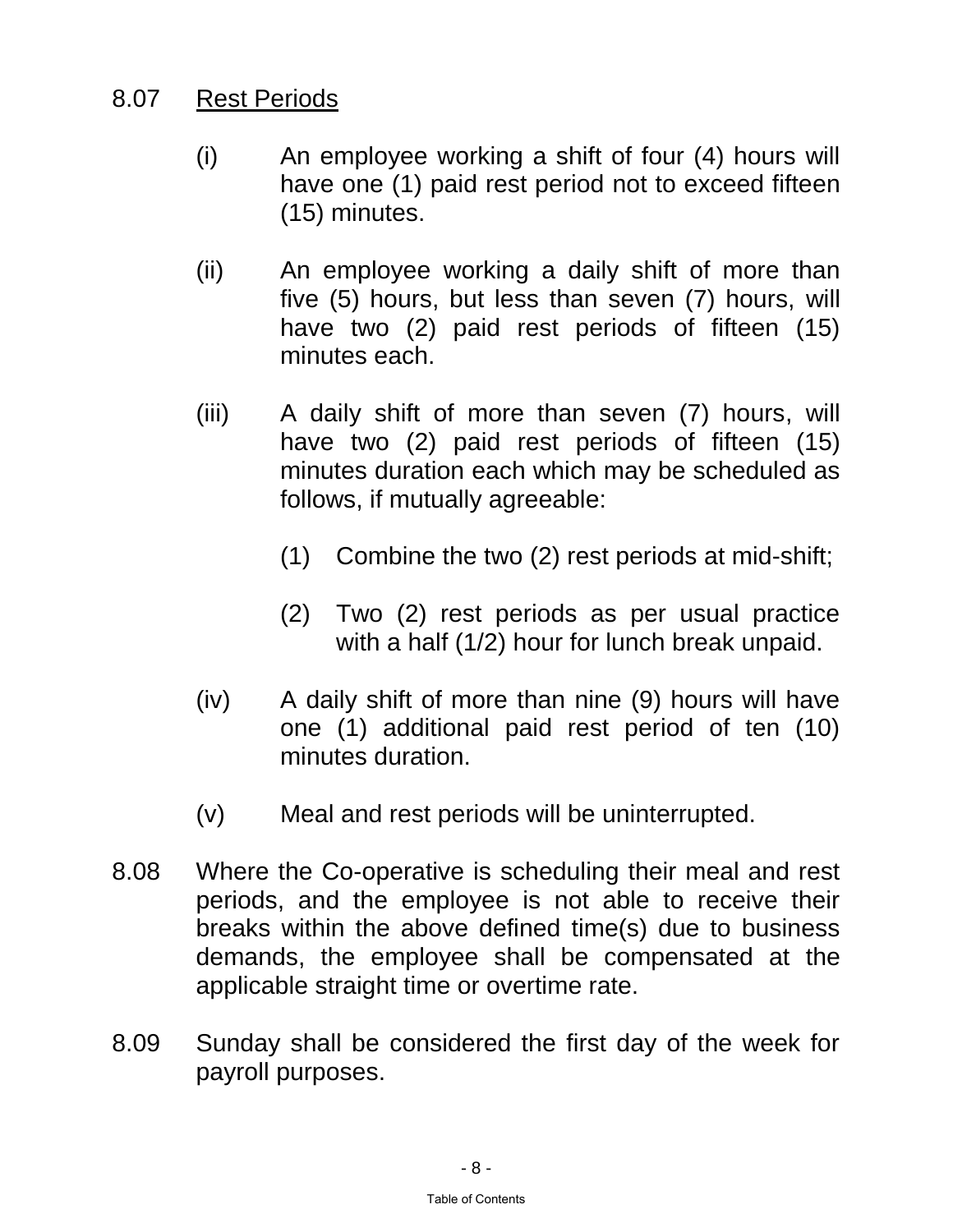8.07 <u>Rest Periods</u>

(i) An employee working a shift of four (4) hours will have one (1) paid rest period not to exceed fifteen (15) minutes.

(ii) An employee working a daily shift of more than five (5) hours, but less than seven (7) hours, will have two (2) paid rest periods of fifteen (15) minutes each.

(iii) A daily shift of more than seven (7) hours, will have two (2) paid rest periods of fifteen (15) minutes duration each which may be scheduled as follows, if mutually agreeable:

(1) Combine the two (2) rest periods at mid-shift;

(2) Two (2) rest periods as per usual practice with a half (1/2) hour for lunch break unpaid.

(iv) A daily shift of more than nine (9) hours will have one (1) additional paid rest period of ten (10) minutes duration.

(v) Meal and rest periods will be uninterrupted.

8.08 Where the Co-operative is scheduling their meal and rest periods, and the employee is not able to receive their breaks within the above defined time(s) due to business demands, the employee shall be compensated at the applicable straight time or overtime rate.

8.09 Sunday shall be considered the first day of the week for payroll purposes.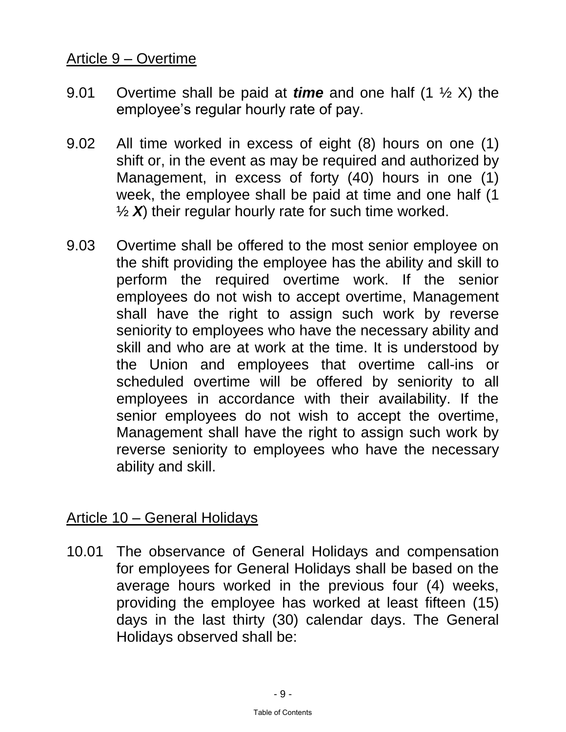## Article 9 – Overtime

9.01 Overtime shall be paid at ***time*** and one half (1 ½ X) the employee's regular hourly rate of pay.

9.02 All time worked in excess of eight (8) hours on one (1) shift or, in the event as may be required and authorized by Management, in excess of forty (40) hours in one (1) week, the employee shall be paid at time and one half (1 ½ ***X***) their regular hourly rate for such time worked.

9.03 Overtime shall be offered to the most senior employee on the shift providing the employee has the ability and skill to perform the required overtime work. If the senior employees do not wish to accept overtime, Management shall have the right to assign such work by reverse seniority to employees who have the necessary ability and skill and who are at work at the time. It is understood by the Union and employees that overtime call-ins or scheduled overtime will be offered by seniority to all employees in accordance with their availability. If the senior employees do not wish to accept the overtime, Management shall have the right to assign such work by reverse seniority to employees who have the necessary ability and skill.

## Article 10 – General Holidays

10.01 The observance of General Holidays and compensation for employees for General Holidays shall be based on the average hours worked in the previous four (4) weeks, providing the employee has worked at least fifteen (15) days in the last thirty (30) calendar days. The General Holidays observed shall be: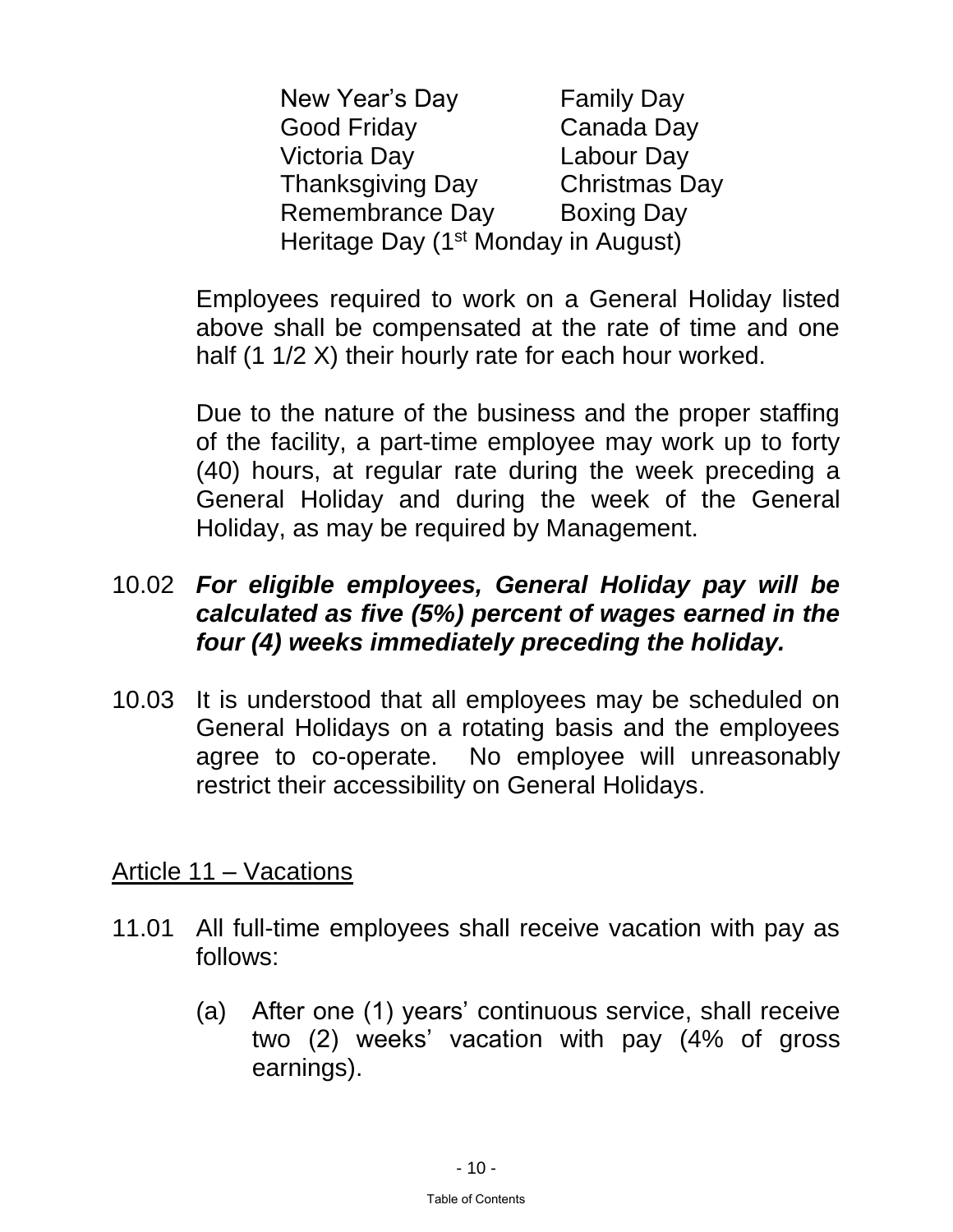| | |
|---|---|
| New Year's Day | Family Day |
| Good Friday | Canada Day |
| Victoria Day | Labour Day |
| Thanksgiving Day | Christmas Day |
| Remembrance Day | Boxing Day |
| Heritage Day (1st Monday in August) | |

Employees required to work on a General Holiday listed above shall be compensated at the rate of time and one half (1 1/2 X) their hourly rate for each hour worked.

Due to the nature of the business and the proper staffing of the facility, a part-time employee may work up to forty (40) hours, at regular rate during the week preceding a General Holiday and during the week of the General Holiday, as may be required by Management.

10.02 ***For eligible employees, General Holiday pay will be calculated as five (5%) percent of wages earned in the four (4) weeks immediately preceding the holiday.***

10.03 It is understood that all employees may be scheduled on General Holidays on a rotating basis and the employees agree to co-operate. No employee will unreasonably restrict their accessibility on General Holidays.

## Article 11 – Vacations

11.01 All full-time employees shall receive vacation with pay as follows:

(a) After one (1) years' continuous service, shall receive two (2) weeks' vacation with pay (4% of gross earnings).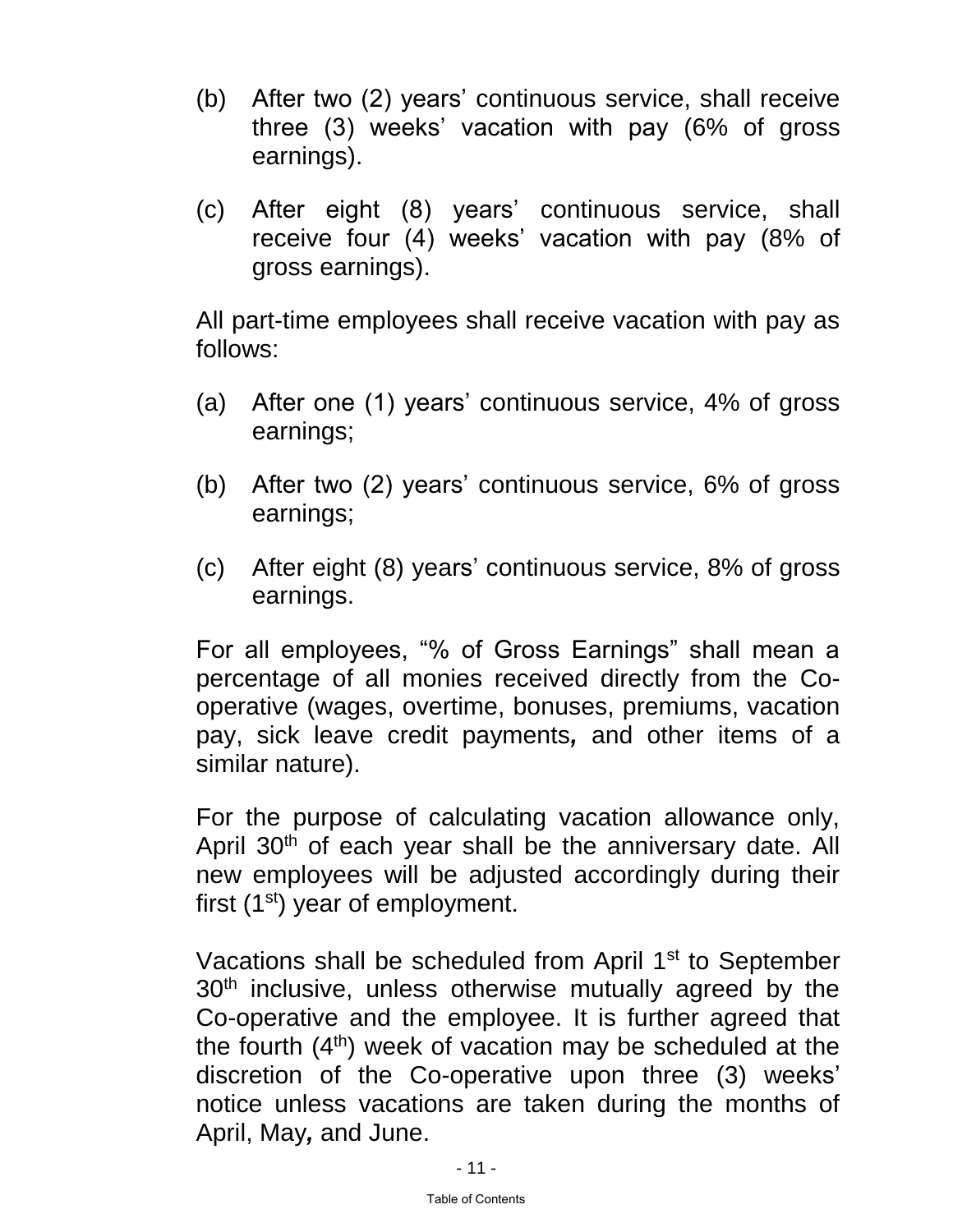(b) After two (2) years' continuous service, shall receive three (3) weeks' vacation with pay (6% of gross earnings).

(c) After eight (8) years' continuous service, shall receive four (4) weeks' vacation with pay (8% of gross earnings).

All part-time employees shall receive vacation with pay as follows:

(a) After one (1) years' continuous service, 4% of gross earnings;

(b) After two (2) years' continuous service, 6% of gross earnings;

(c) After eight (8) years' continuous service, 8% of gross earnings.

For all employees, "% of Gross Earnings" shall mean a percentage of all monies received directly from the Co-operative (wages, overtime, bonuses, premiums, vacation pay, sick leave credit payments*,* and other items of a similar nature).

For the purpose of calculating vacation allowance only, April 30th of each year shall be the anniversary date. All new employees will be adjusted accordingly during their first (1st) year of employment.

Vacations shall be scheduled from April 1st to September 30th inclusive, unless otherwise mutually agreed by the Co-operative and the employee. It is further agreed that the fourth (4th) week of vacation may be scheduled at the discretion of the Co-operative upon three (3) weeks' notice unless vacations are taken during the months of April, May*,* and June.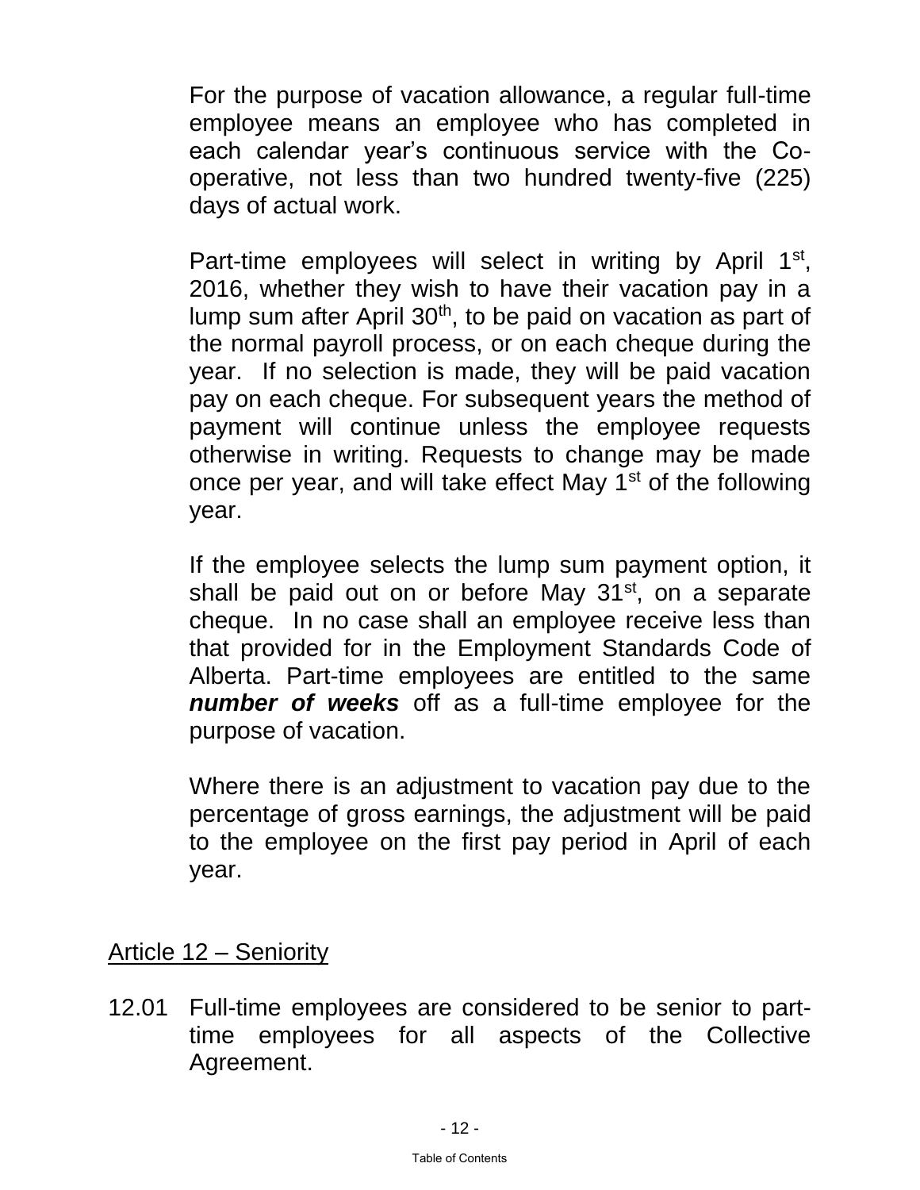For the purpose of vacation allowance, a regular full-time employee means an employee who has completed in each calendar year's continuous service with the Co-operative, not less than two hundred twenty-five (225) days of actual work.

Part-time employees will select in writing by April 1st, 2016, whether they wish to have their vacation pay in a lump sum after April 30th, to be paid on vacation as part of the normal payroll process, or on each cheque during the year. If no selection is made, they will be paid vacation pay on each cheque. For subsequent years the method of payment will continue unless the employee requests otherwise in writing. Requests to change may be made once per year, and will take effect May 1st of the following year.

If the employee selects the lump sum payment option, it shall be paid out on or before May 31st, on a separate cheque. In no case shall an employee receive less than that provided for in the Employment Standards Code of Alberta. Part-time employees are entitled to the same ***number of weeks*** off as a full-time employee for the purpose of vacation.

Where there is an adjustment to vacation pay due to the percentage of gross earnings, the adjustment will be paid to the employee on the first pay period in April of each year.

## Article 12 – Seniority

12.01 Full-time employees are considered to be senior to part-time employees for all aspects of the Collective Agreement.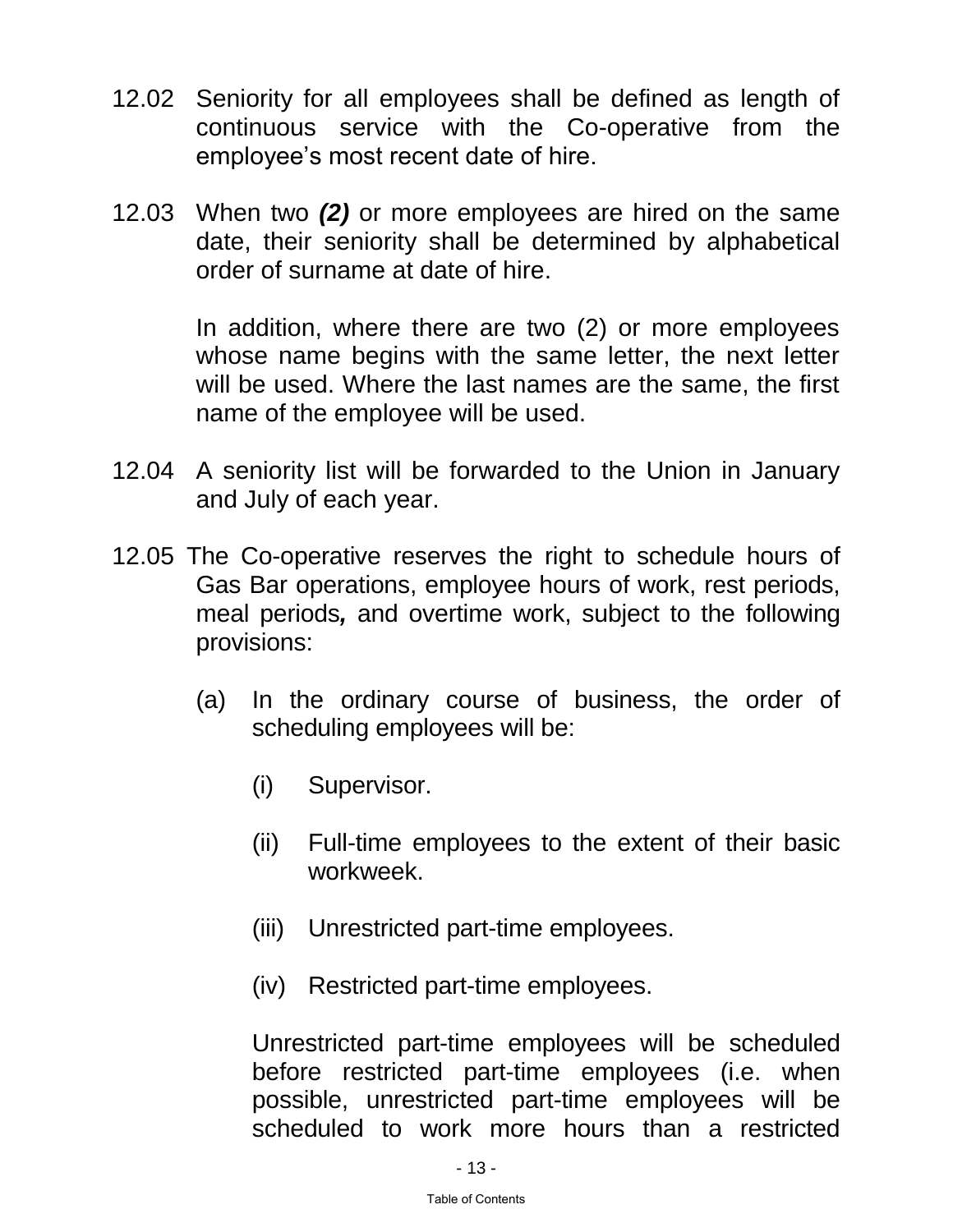12.02 Seniority for all employees shall be defined as length of continuous service with the Co-operative from the employee's most recent date of hire.

12.03 When two ***(2)*** or more employees are hired on the same date, their seniority shall be determined by alphabetical order of surname at date of hire.

In addition, where there are two (2) or more employees whose name begins with the same letter, the next letter will be used. Where the last names are the same, the first name of the employee will be used.

12.04 A seniority list will be forwarded to the Union in January and July of each year.

12.05 The Co-operative reserves the right to schedule hours of Gas Bar operations, employee hours of work, rest periods, meal periods***,*** and overtime work, subject to the following provisions:

(a) In the ordinary course of business, the order of scheduling employees will be:

(i) Supervisor.

(ii) Full-time employees to the extent of their basic workweek.

(iii) Unrestricted part-time employees.

(iv) Restricted part-time employees.

Unrestricted part-time employees will be scheduled before restricted part-time employees (i.e. when possible, unrestricted part-time employees will be scheduled to work more hours than a restricted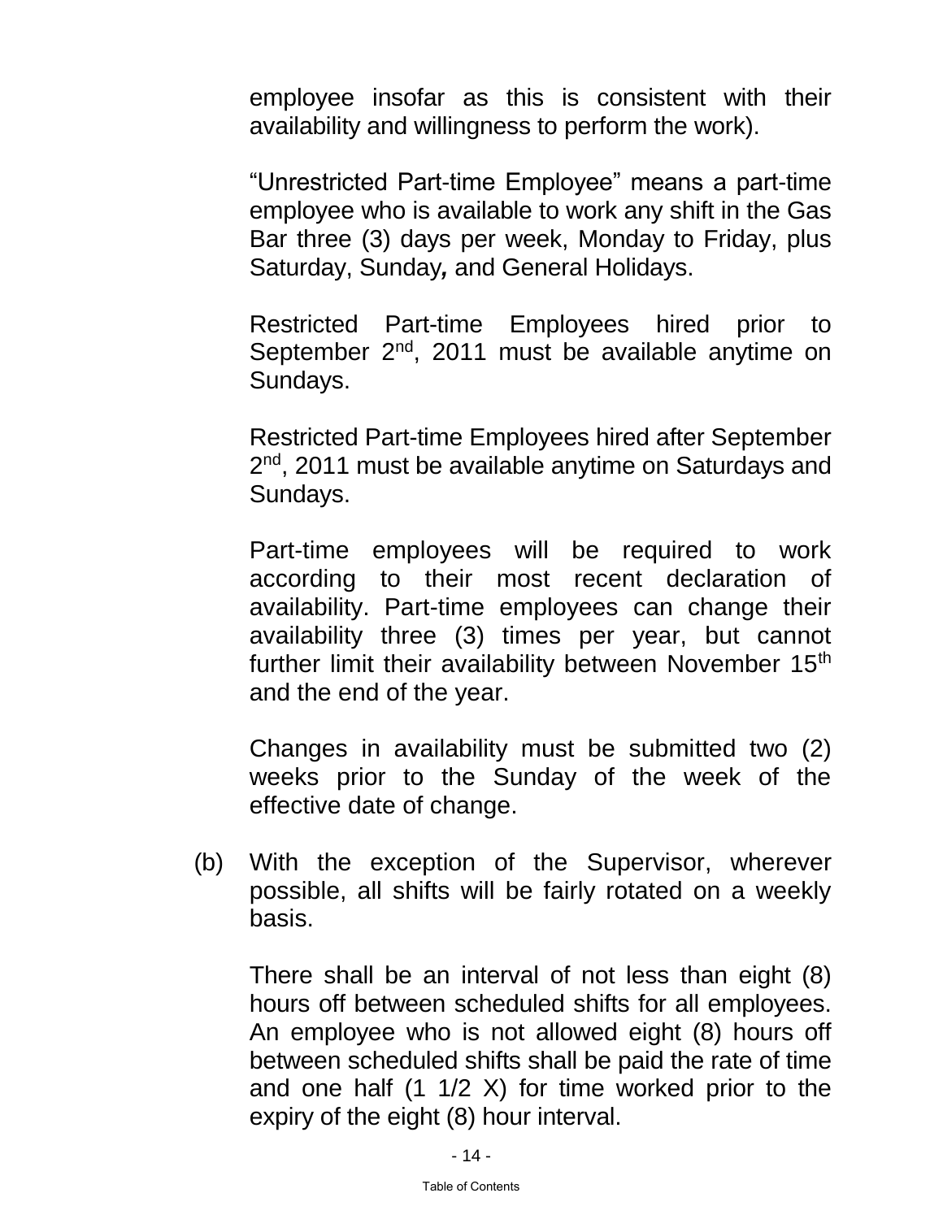employee insofar as this is consistent with their availability and willingness to perform the work).

"Unrestricted Part-time Employee" means a part-time employee who is available to work any shift in the Gas Bar three (3) days per week, Monday to Friday, plus Saturday, Sunday**,** and General Holidays.

Restricted Part-time Employees hired prior to September 2nd, 2011 must be available anytime on Sundays.

Restricted Part-time Employees hired after September 2nd, 2011 must be available anytime on Saturdays and Sundays.

Part-time employees will be required to work according to their most recent declaration of availability. Part-time employees can change their availability three (3) times per year, but cannot further limit their availability between November 15th and the end of the year.

Changes in availability must be submitted two (2) weeks prior to the Sunday of the week of the effective date of change.

(b) With the exception of the Supervisor, wherever possible, all shifts will be fairly rotated on a weekly basis.

There shall be an interval of not less than eight (8) hours off between scheduled shifts for all employees. An employee who is not allowed eight (8) hours off between scheduled shifts shall be paid the rate of time and one half (1 1/2 X) for time worked prior to the expiry of the eight (8) hour interval.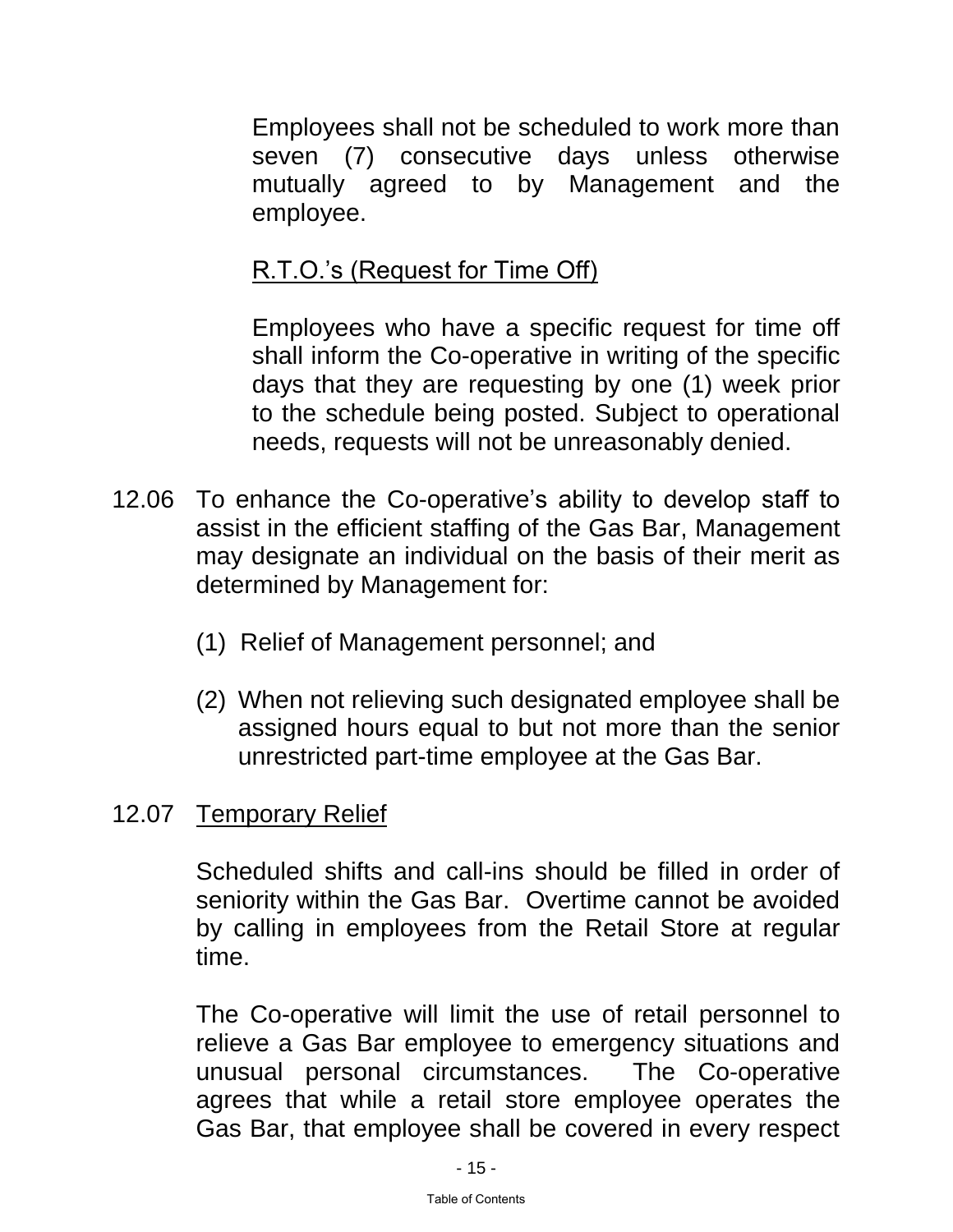Employees shall not be scheduled to work more than seven (7) consecutive days unless otherwise mutually agreed to by Management and the employee.

<u>R.T.O.'s (Request for Time Off)</u>

Employees who have a specific request for time off shall inform the Co-operative in writing of the specific days that they are requesting by one (1) week prior to the schedule being posted. Subject to operational needs, requests will not be unreasonably denied.

12.06 To enhance the Co-operative's ability to develop staff to assist in the efficient staffing of the Gas Bar, Management may designate an individual on the basis of their merit as determined by Management for:

(1) Relief of Management personnel; and

(2) When not relieving such designated employee shall be assigned hours equal to but not more than the senior unrestricted part-time employee at the Gas Bar.

12.07 <u>Temporary Relief</u>

Scheduled shifts and call-ins should be filled in order of seniority within the Gas Bar. Overtime cannot be avoided by calling in employees from the Retail Store at regular time.

The Co-operative will limit the use of retail personnel to relieve a Gas Bar employee to emergency situations and unusual personal circumstances. The Co-operative agrees that while a retail store employee operates the Gas Bar, that employee shall be covered in every respect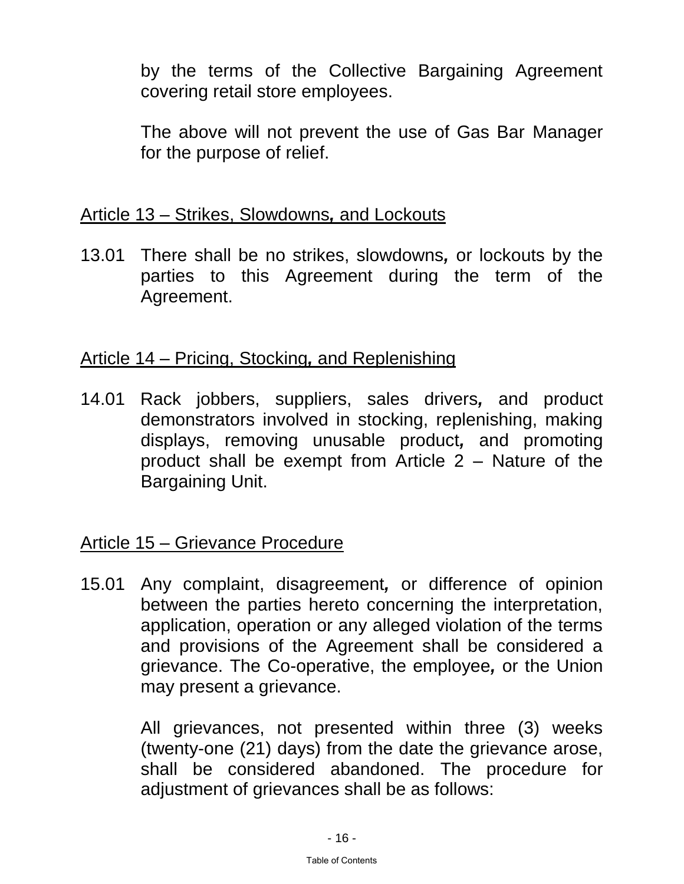by the terms of the Collective Bargaining Agreement covering retail store employees.

The above will not prevent the use of Gas Bar Manager for the purpose of relief.

## Article 13 – Strikes, Slowdowns, and Lockouts

13.01 There shall be no strikes, slowdowns, or lockouts by the parties to this Agreement during the term of the Agreement.

## Article 14 – Pricing, Stocking, and Replenishing

14.01 Rack jobbers, suppliers, sales drivers, and product demonstrators involved in stocking, replenishing, making displays, removing unusable product, and promoting product shall be exempt from Article 2 – Nature of the Bargaining Unit.

## Article 15 – Grievance Procedure

15.01 Any complaint, disagreement, or difference of opinion between the parties hereto concerning the interpretation, application, operation or any alleged violation of the terms and provisions of the Agreement shall be considered a grievance. The Co-operative, the employee, or the Union may present a grievance.

All grievances, not presented within three (3) weeks (twenty-one (21) days) from the date the grievance arose, shall be considered abandoned. The procedure for adjustment of grievances shall be as follows: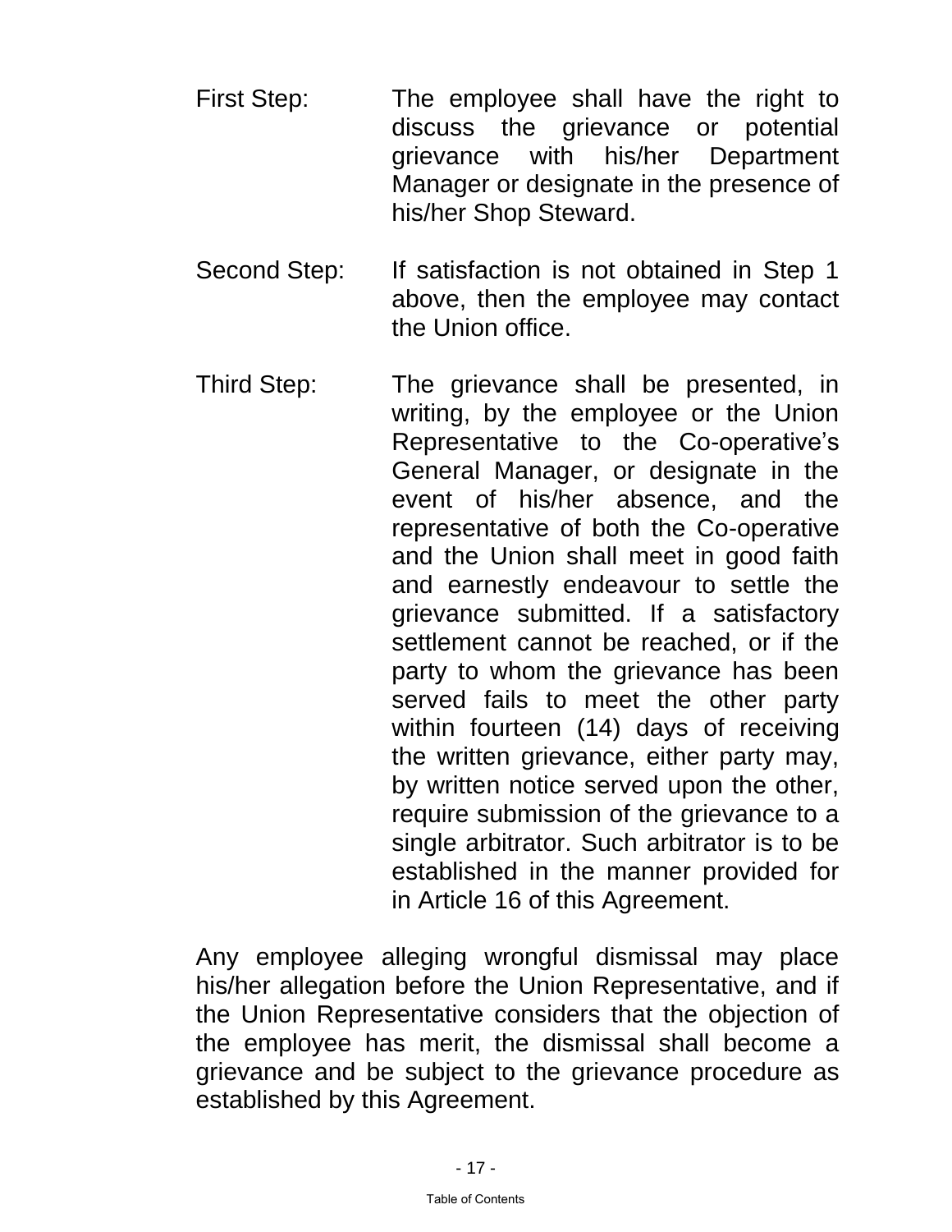First Step: The employee shall have the right to discuss the grievance or potential grievance with his/her Department Manager or designate in the presence of his/her Shop Steward.

Second Step: If satisfaction is not obtained in Step 1 above, then the employee may contact the Union office.

Third Step: The grievance shall be presented, in writing, by the employee or the Union Representative to the Co-operative's General Manager, or designate in the event of his/her absence, and the representative of both the Co-operative and the Union shall meet in good faith and earnestly endeavour to settle the grievance submitted. If a satisfactory settlement cannot be reached, or if the party to whom the grievance has been served fails to meet the other party within fourteen (14) days of receiving the written grievance, either party may, by written notice served upon the other, require submission of the grievance to a single arbitrator. Such arbitrator is to be established in the manner provided for in Article 16 of this Agreement.

Any employee alleging wrongful dismissal may place his/her allegation before the Union Representative, and if the Union Representative considers that the objection of the employee has merit, the dismissal shall become a grievance and be subject to the grievance procedure as established by this Agreement.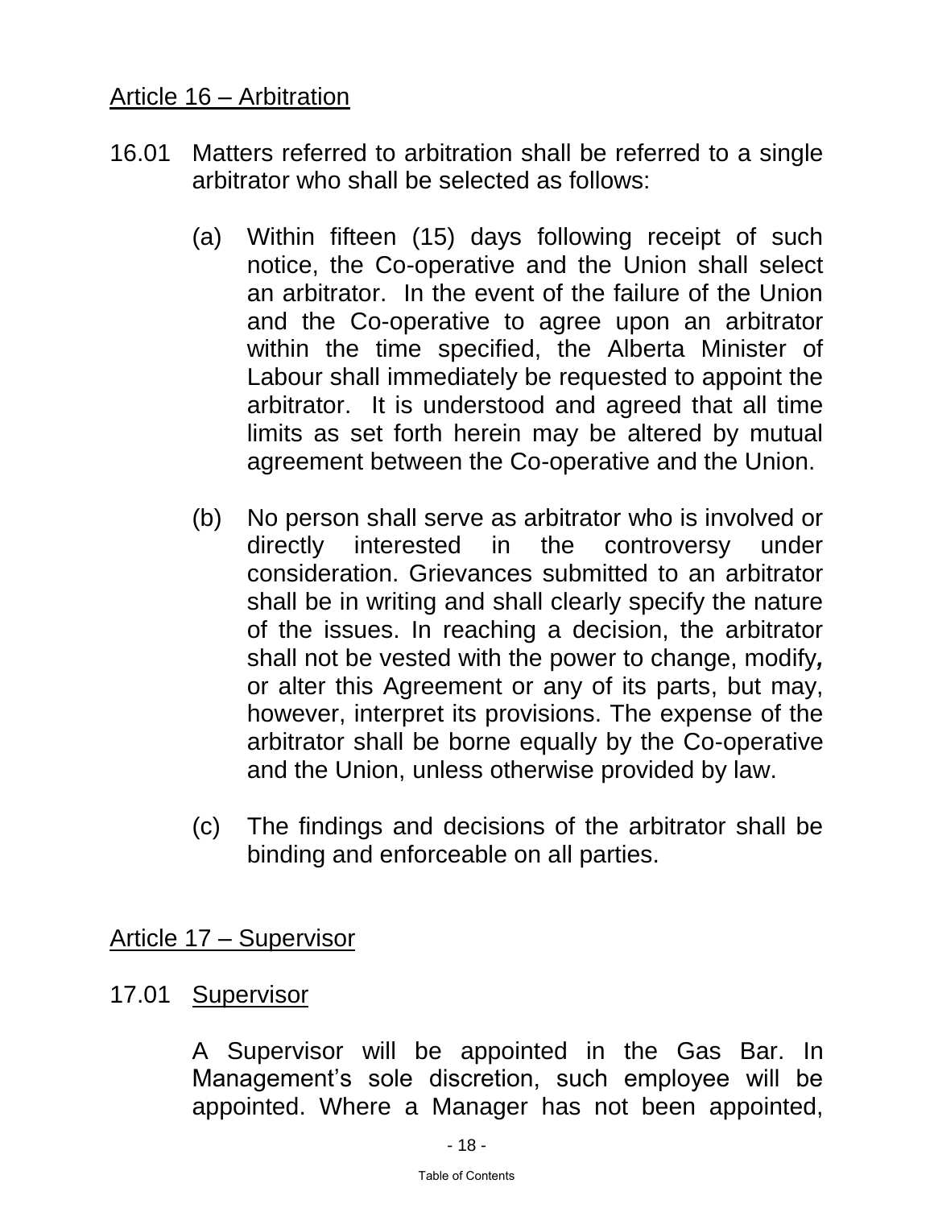## Article 16 – Arbitration

16.01 Matters referred to arbitration shall be referred to a single arbitrator who shall be selected as follows:

(a) Within fifteen (15) days following receipt of such notice, the Co-operative and the Union shall select an arbitrator. In the event of the failure of the Union and the Co-operative to agree upon an arbitrator within the time specified, the Alberta Minister of Labour shall immediately be requested to appoint the arbitrator. It is understood and agreed that all time limits as set forth herein may be altered by mutual agreement between the Co-operative and the Union.

(b) No person shall serve as arbitrator who is involved or directly interested in the controversy under consideration. Grievances submitted to an arbitrator shall be in writing and shall clearly specify the nature of the issues. In reaching a decision, the arbitrator shall not be vested with the power to change, modify*,* or alter this Agreement or any of its parts, but may, however, interpret its provisions. The expense of the arbitrator shall be borne equally by the Co-operative and the Union, unless otherwise provided by law.

(c) The findings and decisions of the arbitrator shall be binding and enforceable on all parties.

## Article 17 – Supervisor

17.01 Supervisor

A Supervisor will be appointed in the Gas Bar. In Management's sole discretion, such employee will be appointed. Where a Manager has not been appointed,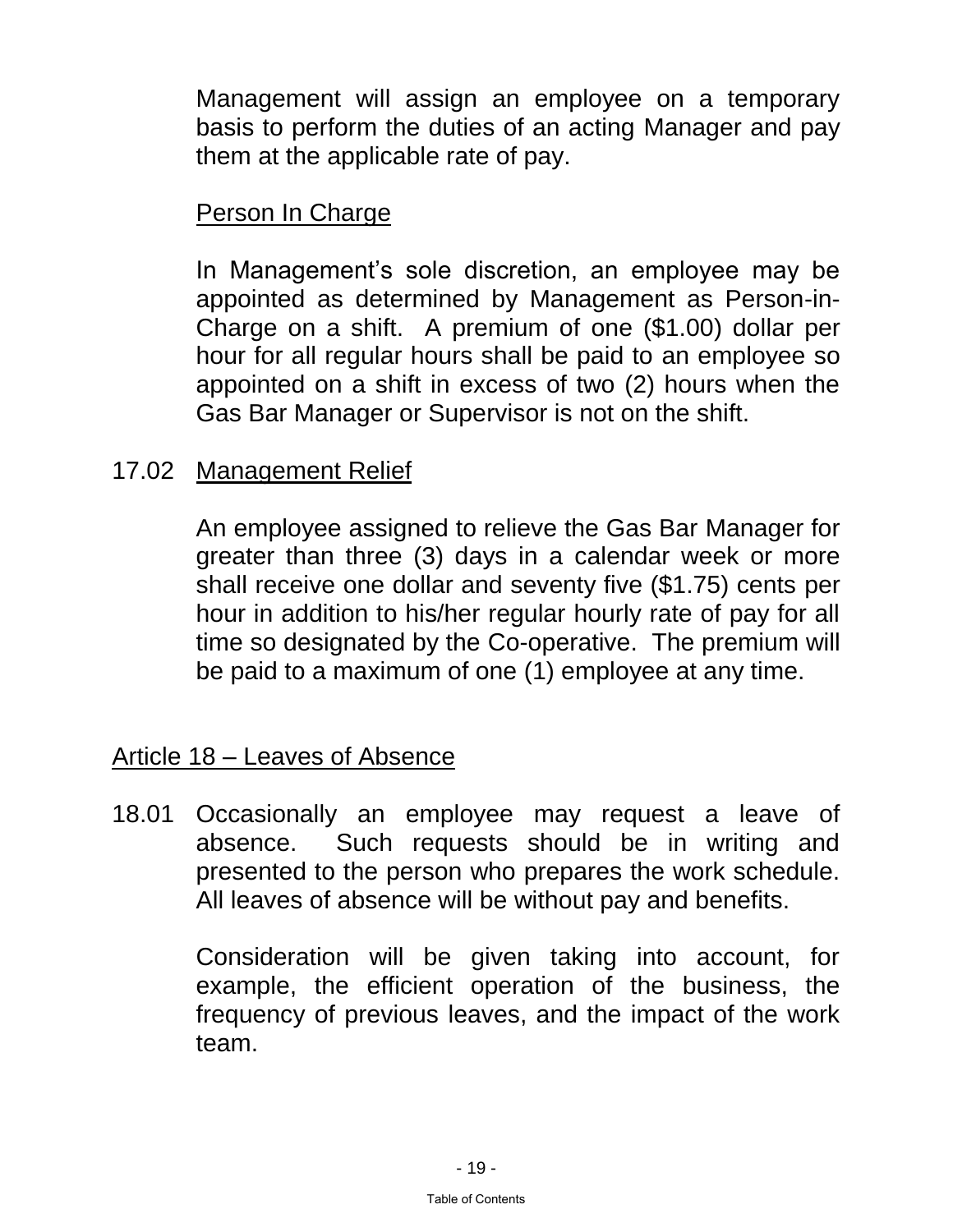Management will assign an employee on a temporary basis to perform the duties of an acting Manager and pay them at the applicable rate of pay.

Person In Charge

In Management's sole discretion, an employee may be appointed as determined by Management as Person-in-Charge on a shift. A premium of one ($1.00) dollar per hour for all regular hours shall be paid to an employee so appointed on a shift in excess of two (2) hours when the Gas Bar Manager or Supervisor is not on the shift.

17.02 Management Relief

An employee assigned to relieve the Gas Bar Manager for greater than three (3) days in a calendar week or more shall receive one dollar and seventy five ($1.75) cents per hour in addition to his/her regular hourly rate of pay for all time so designated by the Co-operative. The premium will be paid to a maximum of one (1) employee at any time.

## Article 18 – Leaves of Absence

18.01 Occasionally an employee may request a leave of absence. Such requests should be in writing and presented to the person who prepares the work schedule. All leaves of absence will be without pay and benefits.

Consideration will be given taking into account, for example, the efficient operation of the business, the frequency of previous leaves, and the impact of the work team.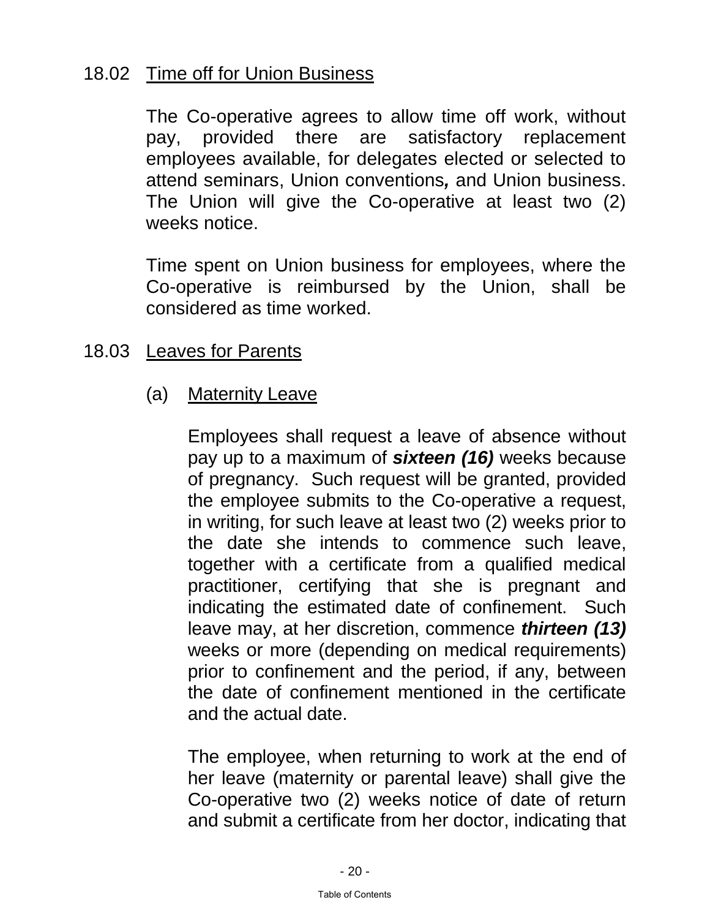18.02 Time off for Union Business

The Co-operative agrees to allow time off work, without pay, provided there are satisfactory replacement employees available, for delegates elected or selected to attend seminars, Union conventions***,*** and Union business. The Union will give the Co-operative at least two (2) weeks notice.

Time spent on Union business for employees, where the Co-operative is reimbursed by the Union, shall be considered as time worked.

18.03 Leaves for Parents

(a) Maternity Leave

Employees shall request a leave of absence without pay up to a maximum of ***sixteen (16)*** weeks because of pregnancy. Such request will be granted, provided the employee submits to the Co-operative a request, in writing, for such leave at least two (2) weeks prior to the date she intends to commence such leave, together with a certificate from a qualified medical practitioner, certifying that she is pregnant and indicating the estimated date of confinement. Such leave may, at her discretion, commence ***thirteen (13)*** weeks or more (depending on medical requirements) prior to confinement and the period, if any, between the date of confinement mentioned in the certificate and the actual date.

The employee, when returning to work at the end of her leave (maternity or parental leave) shall give the Co-operative two (2) weeks notice of date of return and submit a certificate from her doctor, indicating that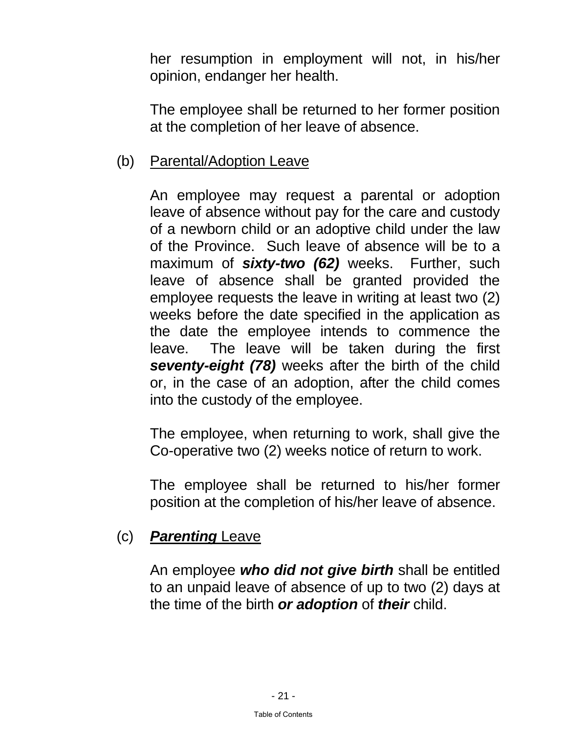her resumption in employment will not, in his/her opinion, endanger her health.

The employee shall be returned to her former position at the completion of her leave of absence.

(b) Parental/Adoption Leave

An employee may request a parental or adoption leave of absence without pay for the care and custody of a newborn child or an adoptive child under the law of the Province. Such leave of absence will be to a maximum of ***sixty-two (62)*** weeks. Further, such leave of absence shall be granted provided the employee requests the leave in writing at least two (2) weeks before the date specified in the application as the date the employee intends to commence the leave. The leave will be taken during the first ***seventy-eight (78)*** weeks after the birth of the child or, in the case of an adoption, after the child comes into the custody of the employee.

The employee, when returning to work, shall give the Co-operative two (2) weeks notice of return to work.

The employee shall be returned to his/her former position at the completion of his/her leave of absence.

(c) ***Parenting*** Leave

An employee ***who did not give birth*** shall be entitled to an unpaid leave of absence of up to two (2) days at the time of the birth ***or adoption*** of ***their*** child.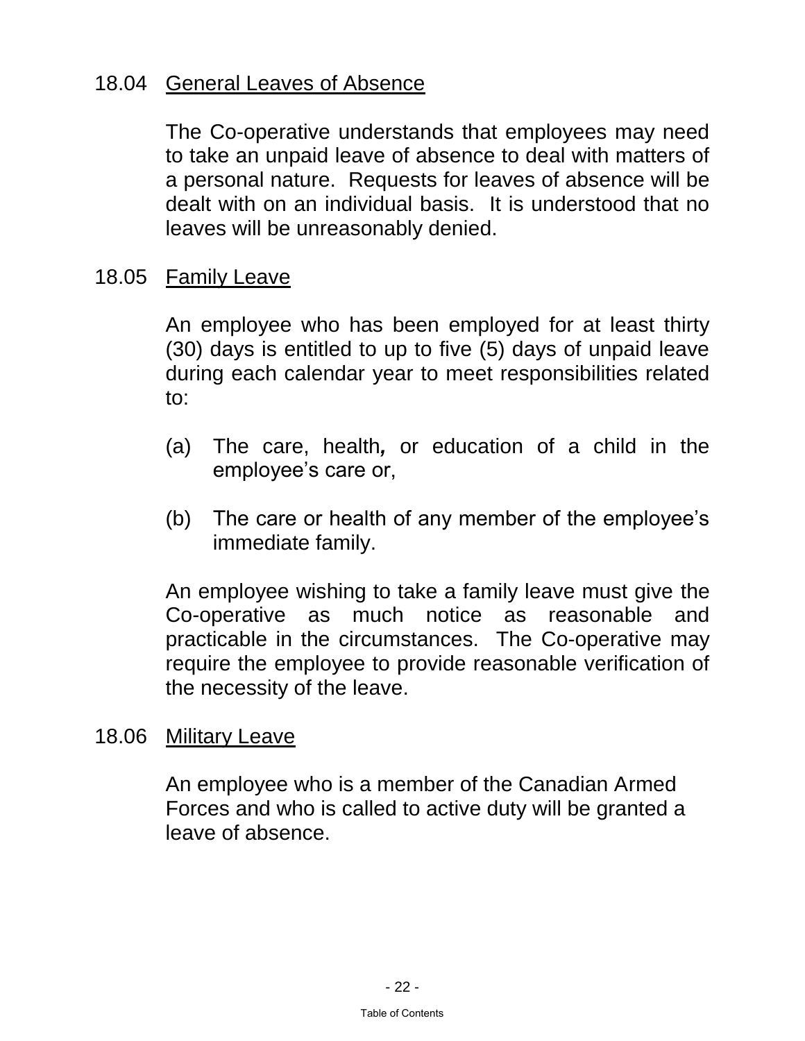18.04 General Leaves of Absence

The Co-operative understands that employees may need to take an unpaid leave of absence to deal with matters of a personal nature. Requests for leaves of absence will be dealt with on an individual basis. It is understood that no leaves will be unreasonably denied.

18.05 Family Leave

An employee who has been employed for at least thirty (30) days is entitled to up to five (5) days of unpaid leave during each calendar year to meet responsibilities related to:

(a) The care, health*,* or education of a child in the employee's care or,

(b) The care or health of any member of the employee's immediate family.

An employee wishing to take a family leave must give the Co-operative as much notice as reasonable and practicable in the circumstances. The Co-operative may require the employee to provide reasonable verification of the necessity of the leave.

18.06 Military Leave

An employee who is a member of the Canadian Armed Forces and who is called to active duty will be granted a leave of absence.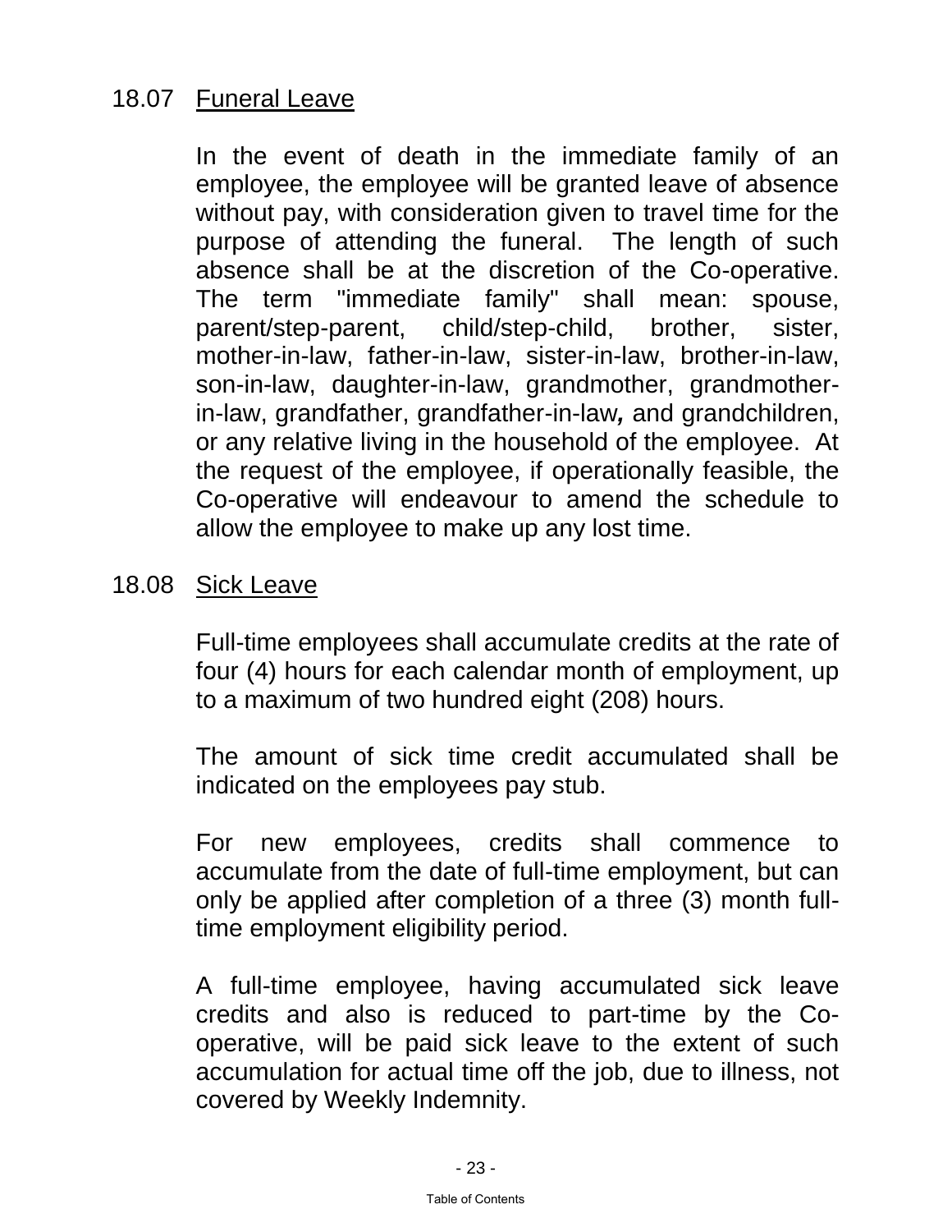## 18.07 Funeral Leave

In the event of death in the immediate family of an employee, the employee will be granted leave of absence without pay, with consideration given to travel time for the purpose of attending the funeral. The length of such absence shall be at the discretion of the Co-operative. The term "immediate family" shall mean: spouse, parent/step-parent, child/step-child, brother, sister, mother-in-law, father-in-law, sister-in-law, brother-in-law, son-in-law, daughter-in-law, grandmother, grandmother-in-law, grandfather, grandfather-in-law*,* and grandchildren, or any relative living in the household of the employee. At the request of the employee, if operationally feasible, the Co-operative will endeavour to amend the schedule to allow the employee to make up any lost time.

## 18.08 Sick Leave

Full-time employees shall accumulate credits at the rate of four (4) hours for each calendar month of employment, up to a maximum of two hundred eight (208) hours.

The amount of sick time credit accumulated shall be indicated on the employees pay stub.

For new employees, credits shall commence to accumulate from the date of full-time employment, but can only be applied after completion of a three (3) month full-time employment eligibility period.

A full-time employee, having accumulated sick leave credits and also is reduced to part-time by the Co-operative, will be paid sick leave to the extent of such accumulation for actual time off the job, due to illness, not covered by Weekly Indemnity.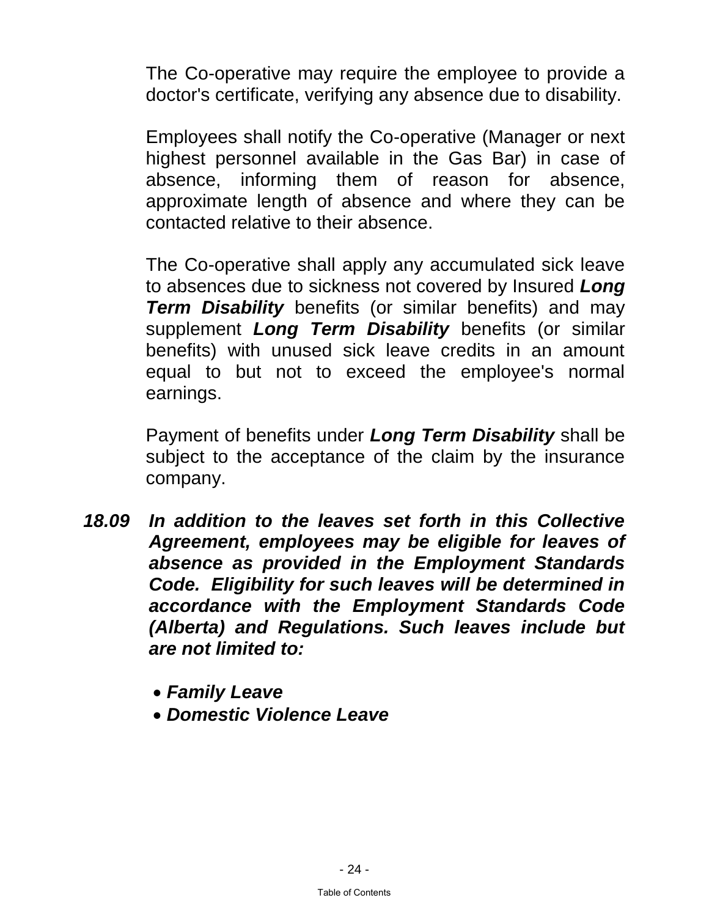The Co-operative may require the employee to provide a doctor's certificate, verifying any absence due to disability.

Employees shall notify the Co-operative (Manager or next highest personnel available in the Gas Bar) in case of absence, informing them of reason for absence, approximate length of absence and where they can be contacted relative to their absence.

The Co-operative shall apply any accumulated sick leave to absences due to sickness not covered by Insured ***Long Term Disability*** benefits (or similar benefits) and may supplement ***Long Term Disability*** benefits (or similar benefits) with unused sick leave credits in an amount equal to but not to exceed the employee's normal earnings.

Payment of benefits under ***Long Term Disability*** shall be subject to the acceptance of the claim by the insurance company.

***18.09*** ***In addition to the leaves set forth in this Collective Agreement, employees may be eligible for leaves of absence as provided in the Employment Standards Code. Eligibility for such leaves will be determined in accordance with the Employment Standards Code (Alberta) and Regulations. Such leaves include but are not limited to:***

- ***Family Leave***
- ***Domestic Violence Leave***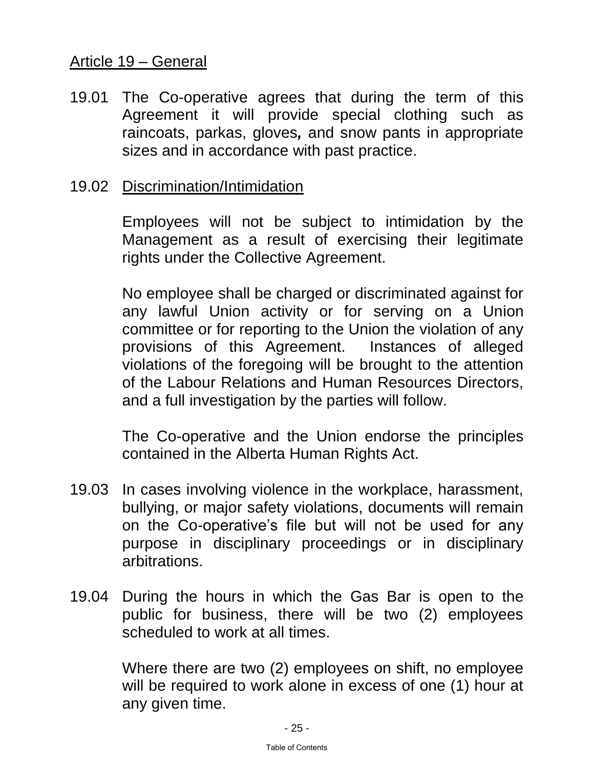## Article 19 – General

19.01 The Co-operative agrees that during the term of this Agreement it will provide special clothing such as raincoats, parkas, gloves*,* and snow pants in appropriate sizes and in accordance with past practice.

19.02 Discrimination/Intimidation

Employees will not be subject to intimidation by the Management as a result of exercising their legitimate rights under the Collective Agreement.

No employee shall be charged or discriminated against for any lawful Union activity or for serving on a Union committee or for reporting to the Union the violation of any provisions of this Agreement. Instances of alleged violations of the foregoing will be brought to the attention of the Labour Relations and Human Resources Directors, and a full investigation by the parties will follow.

The Co-operative and the Union endorse the principles contained in the Alberta Human Rights Act.

19.03 In cases involving violence in the workplace, harassment, bullying, or major safety violations, documents will remain on the Co-operative's file but will not be used for any purpose in disciplinary proceedings or in disciplinary arbitrations.

19.04 During the hours in which the Gas Bar is open to the public for business, there will be two (2) employees scheduled to work at all times.

Where there are two (2) employees on shift, no employee will be required to work alone in excess of one (1) hour at any given time.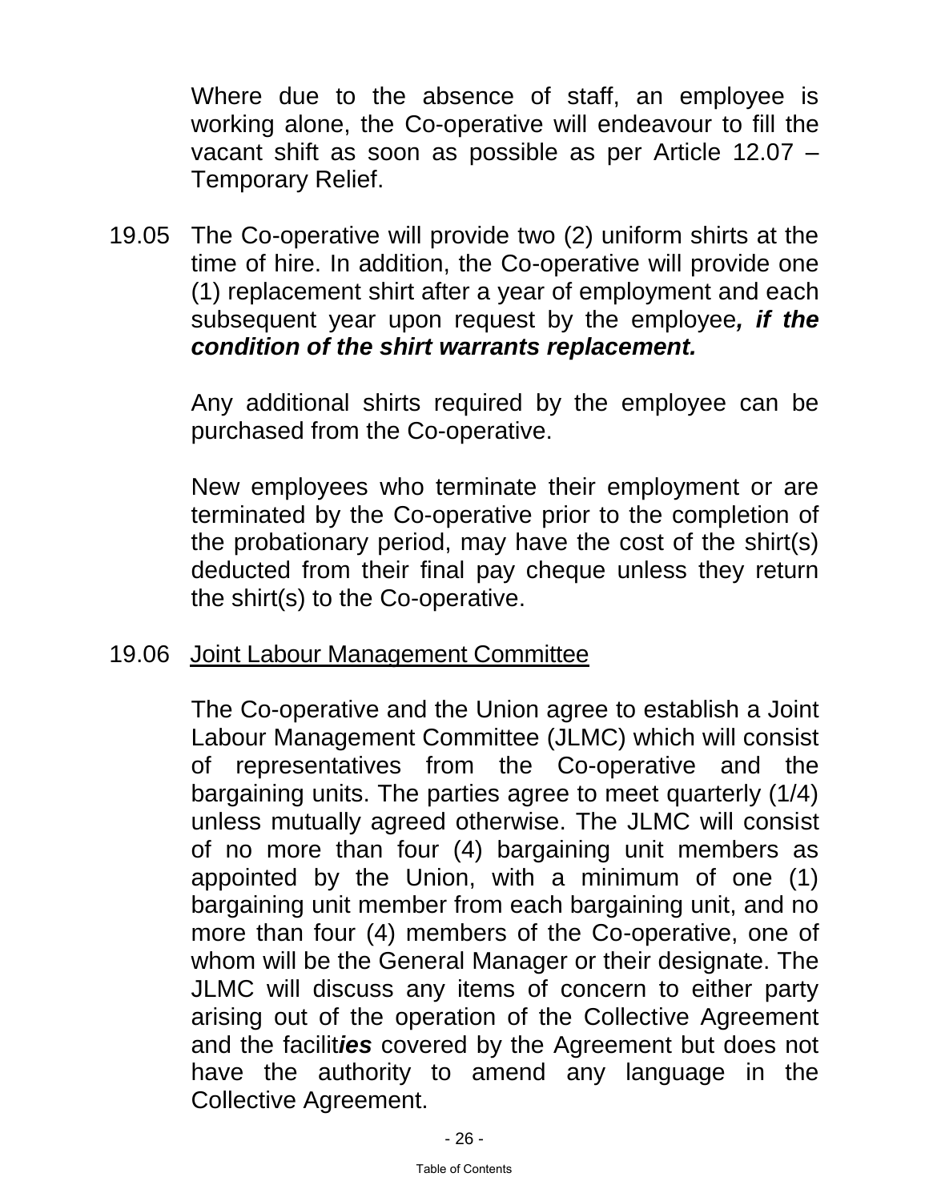Where due to the absence of staff, an employee is working alone, the Co-operative will endeavour to fill the vacant shift as soon as possible as per Article 12.07 – Temporary Relief.

19.05 The Co-operative will provide two (2) uniform shirts at the time of hire. In addition, the Co-operative will provide one (1) replacement shirt after a year of employment and each subsequent year upon request by the employee***, if the condition of the shirt warrants replacement.***

Any additional shirts required by the employee can be purchased from the Co-operative.

New employees who terminate their employment or are terminated by the Co-operative prior to the completion of the probationary period, may have the cost of the shirt(s) deducted from their final pay cheque unless they return the shirt(s) to the Co-operative.

19.06 <u>Joint Labour Management Committee</u>

The Co-operative and the Union agree to establish a Joint Labour Management Committee (JLMC) which will consist of representatives from the Co-operative and the bargaining units. The parties agree to meet quarterly (1/4) unless mutually agreed otherwise. The JLMC will consist of no more than four (4) bargaining unit members as appointed by the Union, with a minimum of one (1) bargaining unit member from each bargaining unit, and no more than four (4) members of the Co-operative, one of whom will be the General Manager or their designate. The JLMC will discuss any items of concern to either party arising out of the operation of the Collective Agreement and the facilit***ies*** covered by the Agreement but does not have the authority to amend any language in the Collective Agreement.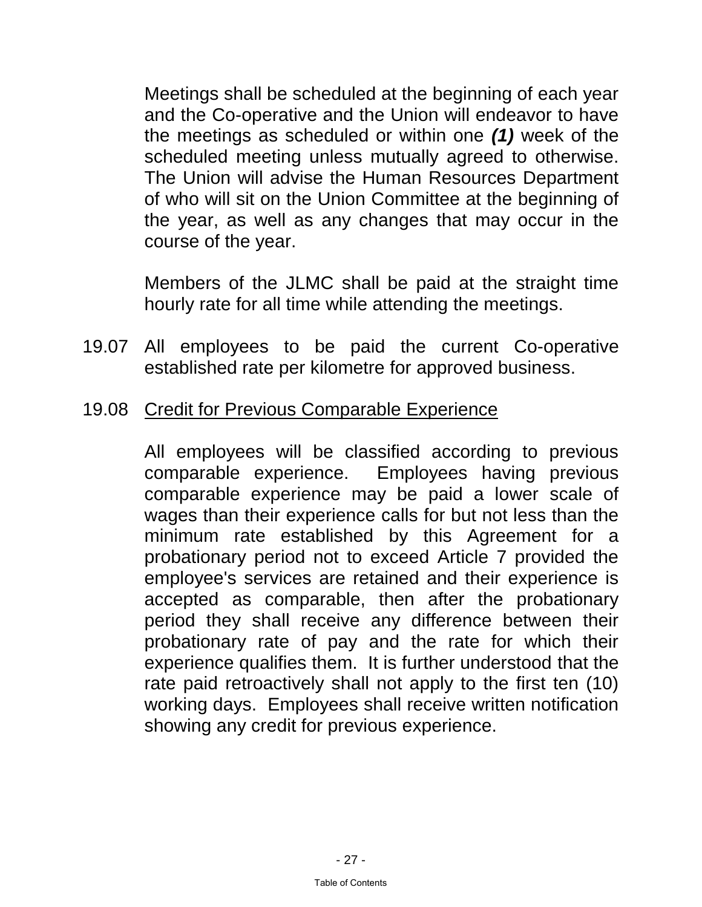Meetings shall be scheduled at the beginning of each year and the Co-operative and the Union will endeavor to have the meetings as scheduled or within one ***(1)*** week of the scheduled meeting unless mutually agreed to otherwise. The Union will advise the Human Resources Department of who will sit on the Union Committee at the beginning of the year, as well as any changes that may occur in the course of the year.

Members of the JLMC shall be paid at the straight time hourly rate for all time while attending the meetings.

19.07 All employees to be paid the current Co-operative established rate per kilometre for approved business.

19.08 <u>Credit for Previous Comparable Experience</u>

All employees will be classified according to previous comparable experience. Employees having previous comparable experience may be paid a lower scale of wages than their experience calls for but not less than the minimum rate established by this Agreement for a probationary period not to exceed Article 7 provided the employee's services are retained and their experience is accepted as comparable, then after the probationary period they shall receive any difference between their probationary rate of pay and the rate for which their experience qualifies them. It is further understood that the rate paid retroactively shall not apply to the first ten (10) working days. Employees shall receive written notification showing any credit for previous experience.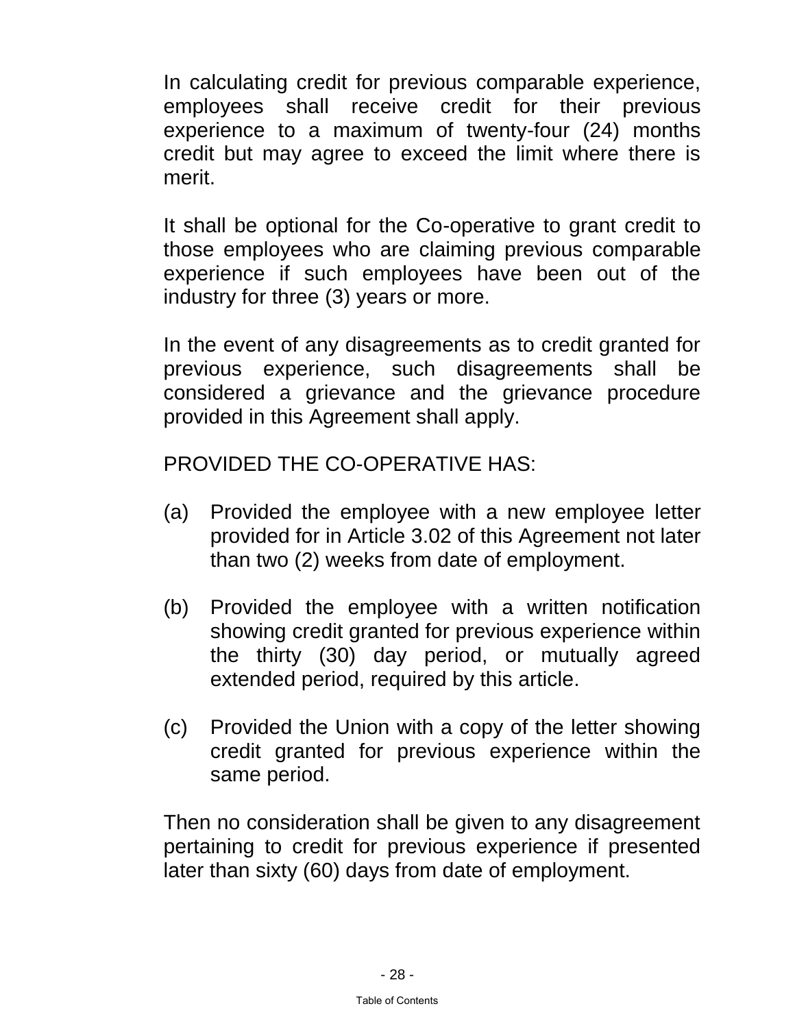In calculating credit for previous comparable experience, employees shall receive credit for their previous experience to a maximum of twenty-four (24) months credit but may agree to exceed the limit where there is merit.

It shall be optional for the Co-operative to grant credit to those employees who are claiming previous comparable experience if such employees have been out of the industry for three (3) years or more.

In the event of any disagreements as to credit granted for previous experience, such disagreements shall be considered a grievance and the grievance procedure provided in this Agreement shall apply.

PROVIDED THE CO-OPERATIVE HAS:

(a) Provided the employee with a new employee letter provided for in Article 3.02 of this Agreement not later than two (2) weeks from date of employment.

(b) Provided the employee with a written notification showing credit granted for previous experience within the thirty (30) day period, or mutually agreed extended period, required by this article.

(c) Provided the Union with a copy of the letter showing credit granted for previous experience within the same period.

Then no consideration shall be given to any disagreement pertaining to credit for previous experience if presented later than sixty (60) days from date of employment.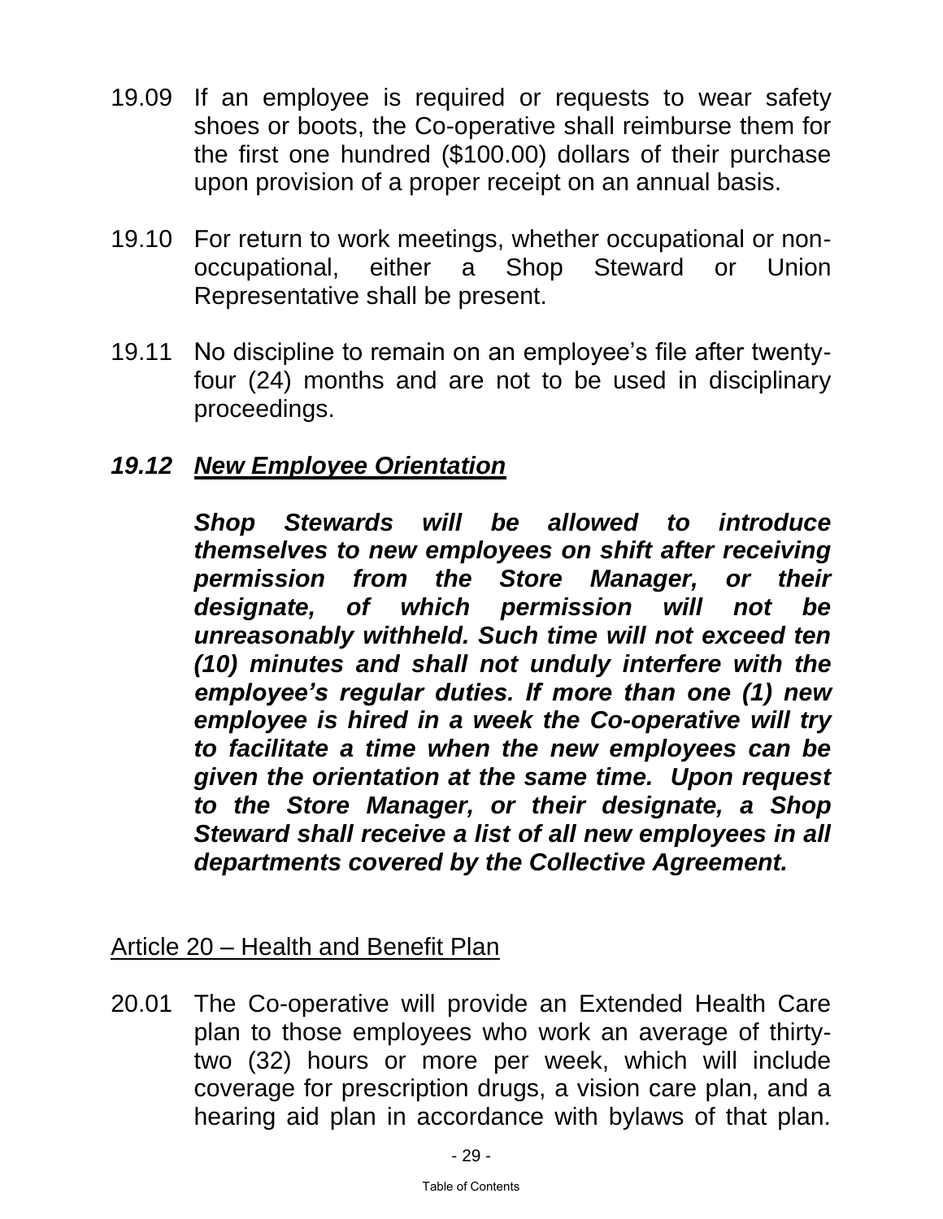19.09 If an employee is required or requests to wear safety shoes or boots, the Co-operative shall reimburse them for the first one hundred ($100.00) dollars of their purchase upon provision of a proper receipt on an annual basis.

19.10 For return to work meetings, whether occupational or non-occupational, either a Shop Steward or Union Representative shall be present.

19.11 No discipline to remain on an employee's file after twenty-four (24) months and are not to be used in disciplinary proceedings.

***19.12 <u>New Employee Orientation</u>***

***Shop Stewards will be allowed to introduce themselves to new employees on shift after receiving permission from the Store Manager, or their designate, of which permission will not be unreasonably withheld. Such time will not exceed ten (10) minutes and shall not unduly interfere with the employee's regular duties. If more than one (1) new employee is hired in a week the Co-operative will try to facilitate a time when the new employees can be given the orientation at the same time. Upon request to the Store Manager, or their designate, a Shop Steward shall receive a list of all new employees in all departments covered by the Collective Agreement.***

## <u>Article 20 – Health and Benefit Plan</u>

20.01 The Co-operative will provide an Extended Health Care plan to those employees who work an average of thirty-two (32) hours or more per week, which will include coverage for prescription drugs, a vision care plan, and a hearing aid plan in accordance with bylaws of that plan.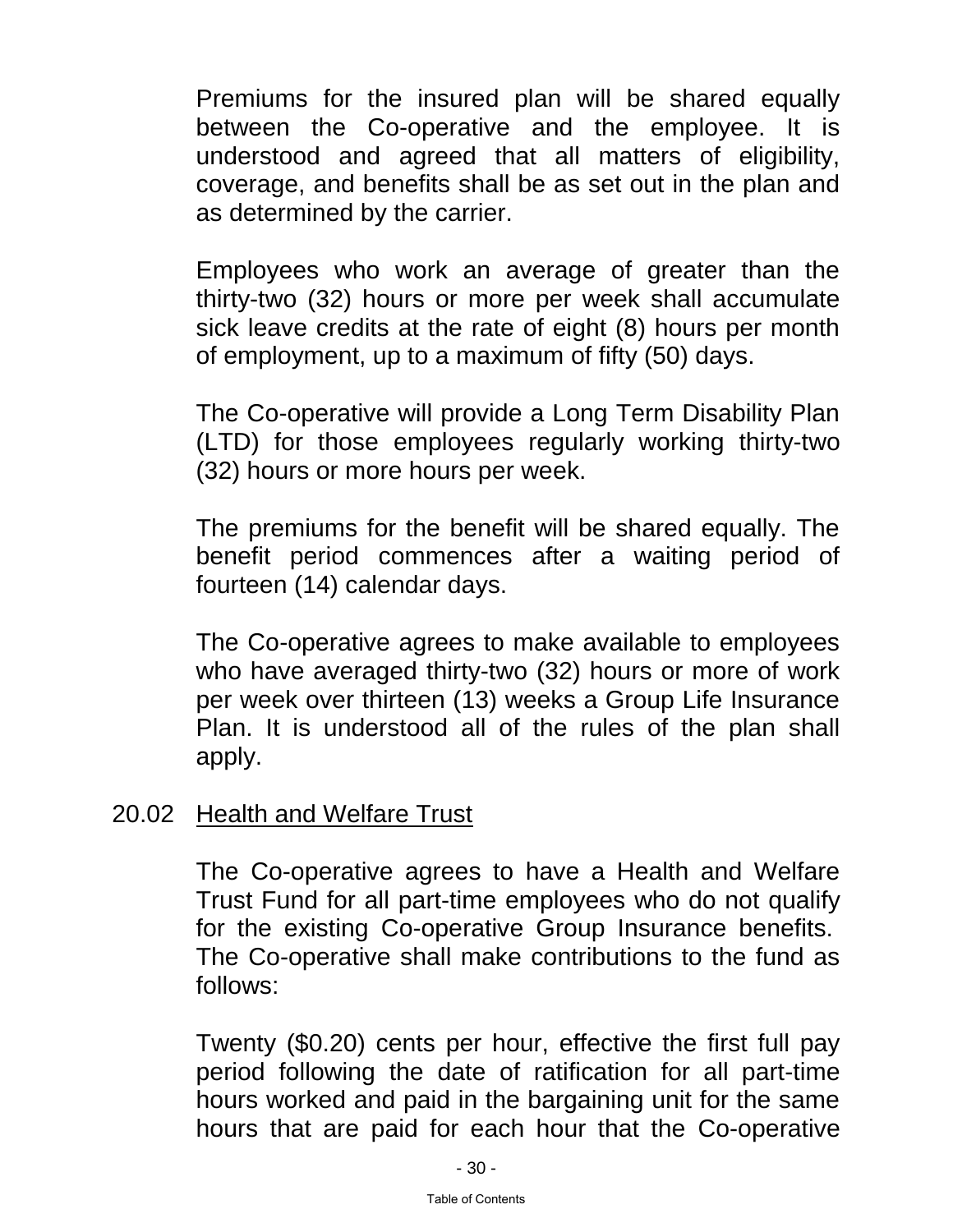Premiums for the insured plan will be shared equally between the Co-operative and the employee. It is understood and agreed that all matters of eligibility, coverage, and benefits shall be as set out in the plan and as determined by the carrier.

Employees who work an average of greater than the thirty-two (32) hours or more per week shall accumulate sick leave credits at the rate of eight (8) hours per month of employment, up to a maximum of fifty (50) days.

The Co-operative will provide a Long Term Disability Plan (LTD) for those employees regularly working thirty-two (32) hours or more hours per week.

The premiums for the benefit will be shared equally. The benefit period commences after a waiting period of fourteen (14) calendar days.

The Co-operative agrees to make available to employees who have averaged thirty-two (32) hours or more of work per week over thirteen (13) weeks a Group Life Insurance Plan. It is understood all of the rules of the plan shall apply.

20.02 <u>Health and Welfare Trust</u>

The Co-operative agrees to have a Health and Welfare Trust Fund for all part-time employees who do not qualify for the existing Co-operative Group Insurance benefits. The Co-operative shall make contributions to the fund as follows:

Twenty ($0.20) cents per hour, effective the first full pay period following the date of ratification for all part-time hours worked and paid in the bargaining unit for the same hours that are paid for each hour that the Co-operative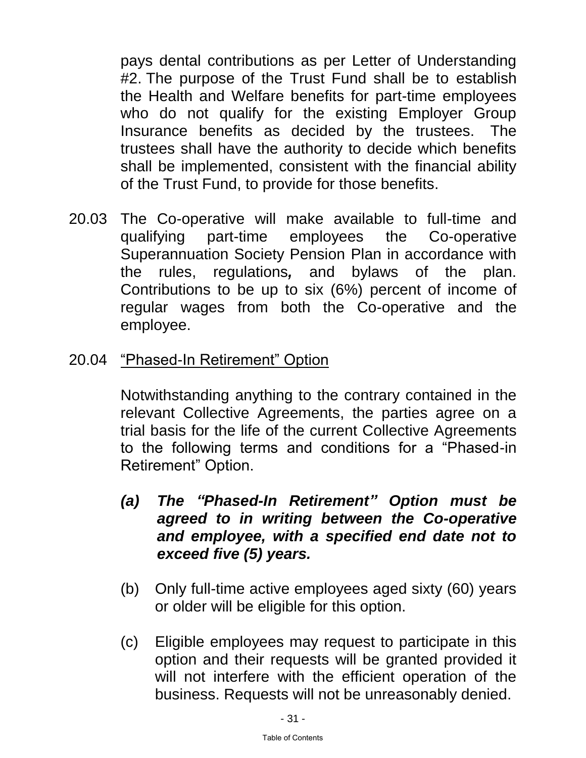pays dental contributions as per Letter of Understanding #2. The purpose of the Trust Fund shall be to establish the Health and Welfare benefits for part-time employees who do not qualify for the existing Employer Group Insurance benefits as decided by the trustees. The trustees shall have the authority to decide which benefits shall be implemented, consistent with the financial ability of the Trust Fund, to provide for those benefits.

20.03 The Co-operative will make available to full-time and qualifying part-time employees the Co-operative Superannuation Society Pension Plan in accordance with the rules, regulations*,* and bylaws of the plan. Contributions to be up to six (6%) percent of income of regular wages from both the Co-operative and the employee.

20.04 <u>"Phased-In Retirement" Option</u>

Notwithstanding anything to the contrary contained in the relevant Collective Agreements, the parties agree on a trial basis for the life of the current Collective Agreements to the following terms and conditions for a "Phased-in Retirement" Option.

***(a) The "Phased-In Retirement" Option must be agreed to in writing between the Co-operative and employee, with a specified end date not to exceed five (5) years.***

(b) Only full-time active employees aged sixty (60) years or older will be eligible for this option.

(c) Eligible employees may request to participate in this option and their requests will be granted provided it will not interfere with the efficient operation of the business. Requests will not be unreasonably denied.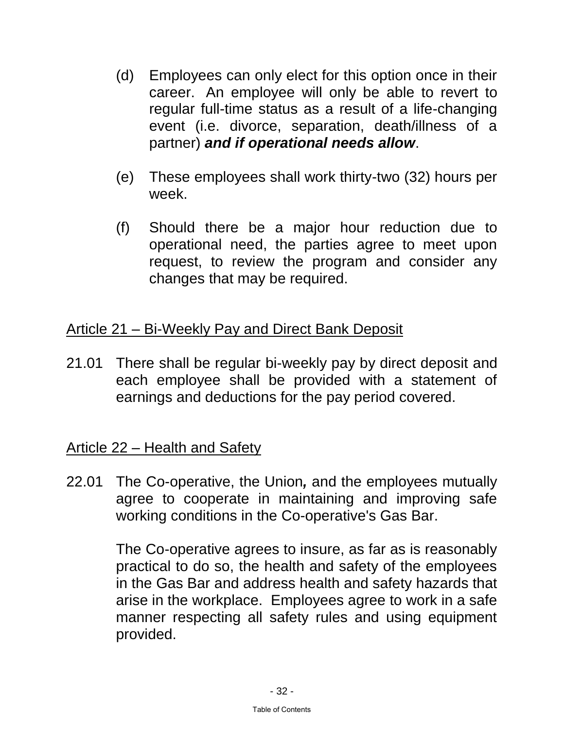(d) Employees can only elect for this option once in their career. An employee will only be able to revert to regular full-time status as a result of a life-changing event (i.e. divorce, separation, death/illness of a partner) ***and if operational needs allow***.

(e) These employees shall work thirty-two (32) hours per week.

(f) Should there be a major hour reduction due to operational need, the parties agree to meet upon request, to review the program and consider any changes that may be required.

## Article 21 – Bi-Weekly Pay and Direct Bank Deposit

21.01 There shall be regular bi-weekly pay by direct deposit and each employee shall be provided with a statement of earnings and deductions for the pay period covered.

## Article 22 – Health and Safety

22.01 The Co-operative, the Union*,* and the employees mutually agree to cooperate in maintaining and improving safe working conditions in the Co-operative's Gas Bar.

The Co-operative agrees to insure, as far as is reasonably practical to do so, the health and safety of the employees in the Gas Bar and address health and safety hazards that arise in the workplace. Employees agree to work in a safe manner respecting all safety rules and using equipment provided.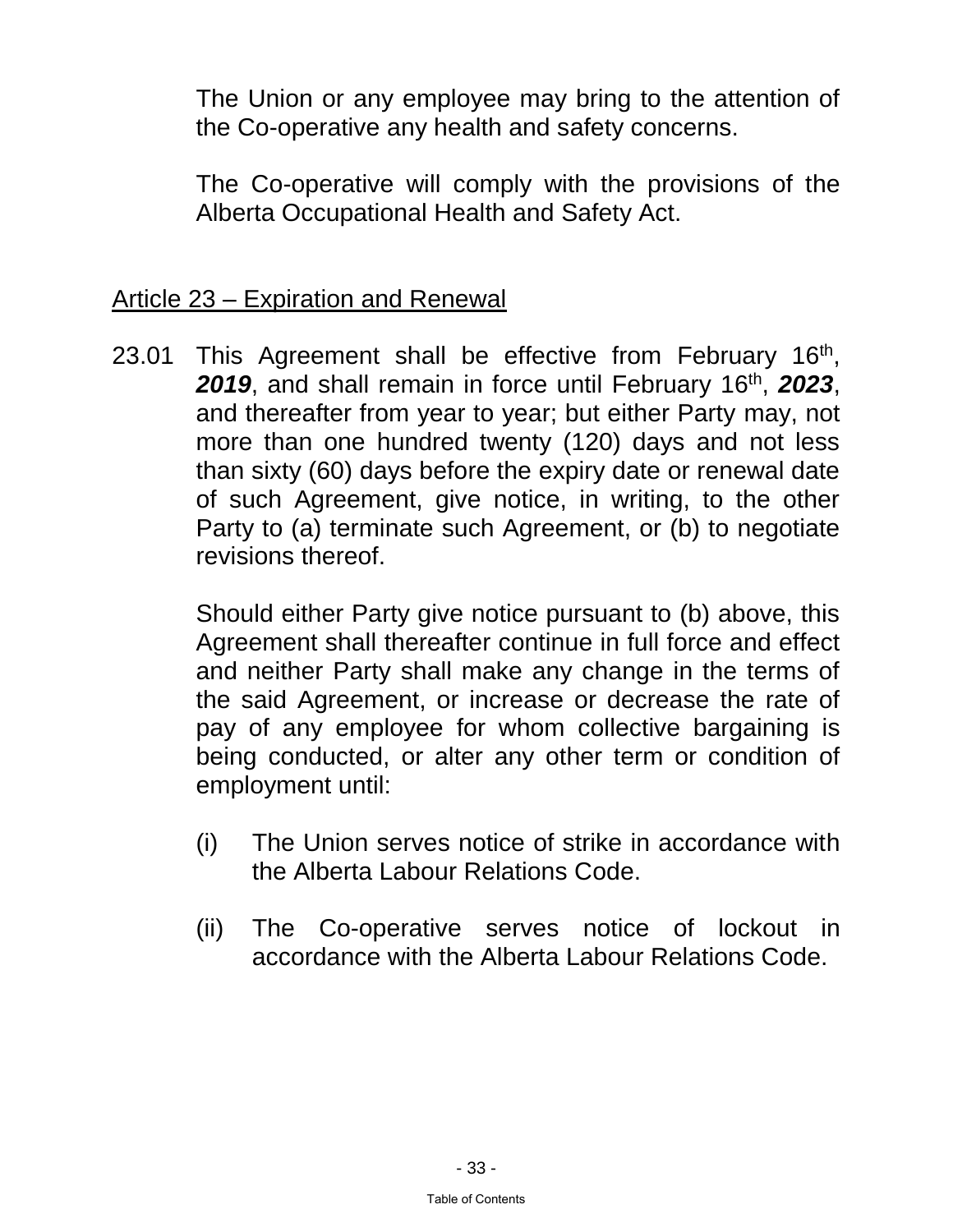The Union or any employee may bring to the attention of the Co-operative any health and safety concerns.

The Co-operative will comply with the provisions of the Alberta Occupational Health and Safety Act.

## Article 23 – Expiration and Renewal

23.01 This Agreement shall be effective from February 16th, ***2019***, and shall remain in force until February 16th, ***2023***, and thereafter from year to year; but either Party may, not more than one hundred twenty (120) days and not less than sixty (60) days before the expiry date or renewal date of such Agreement, give notice, in writing, to the other Party to (a) terminate such Agreement, or (b) to negotiate revisions thereof.

Should either Party give notice pursuant to (b) above, this Agreement shall thereafter continue in full force and effect and neither Party shall make any change in the terms of the said Agreement, or increase or decrease the rate of pay of any employee for whom collective bargaining is being conducted, or alter any other term or condition of employment until:

(i) The Union serves notice of strike in accordance with the Alberta Labour Relations Code.

(ii) The Co-operative serves notice of lockout in accordance with the Alberta Labour Relations Code.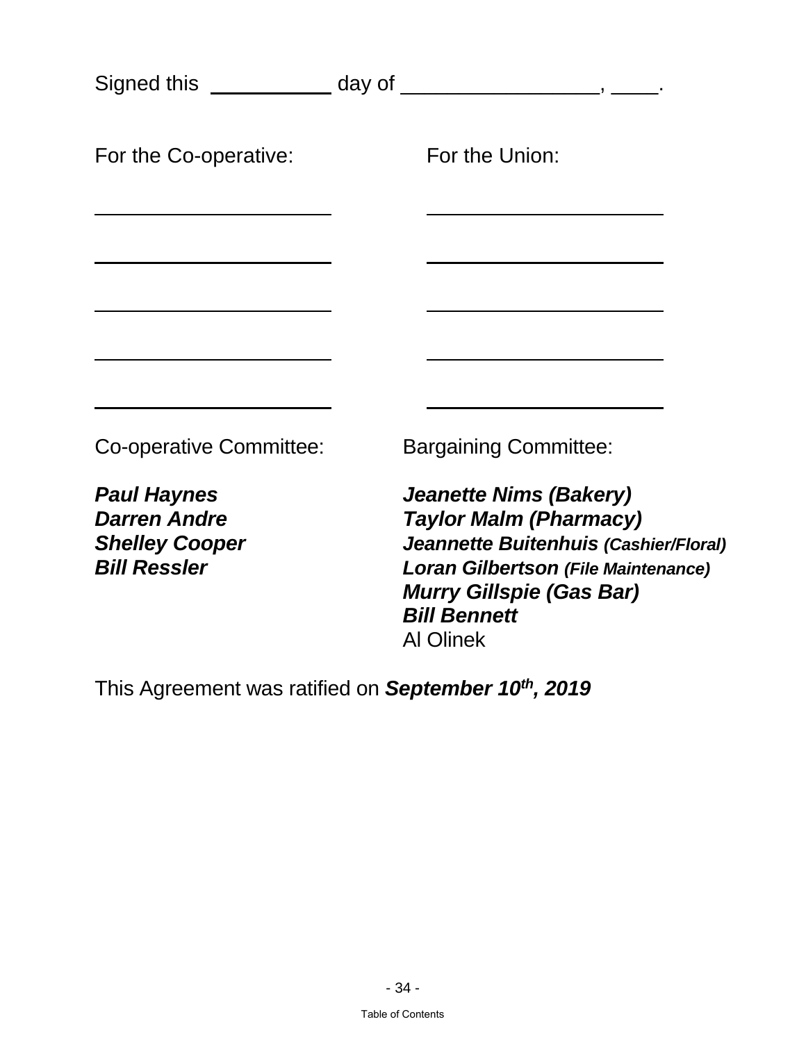Signed this ____________ day of ____________________, _____.

| For the Co-operative: | For the Union: |
|---|---|
| ________________________ | ________________________ |
| ________________________ | ________________________ |
| ________________________ | ________________________ |
| ________________________ | ________________________ |
| ________________________ | ________________________ |

| Co-operative Committee: | Bargaining Committee: |
|---|---|
| ***Paul Haynes*** | ***Jeanette Nims (Bakery)*** |
| ***Darren Andre*** | ***Taylor Malm (Pharmacy)*** |
| ***Shelley Cooper*** | ***Jeannette Buitenhuis (Cashier/Floral)*** |
| ***Bill Ressler*** | ***Loran Gilbertson (File Maintenance)*** |
| | ***Murry Gillspie (Gas Bar)*** |
| | ***Bill Bennett*** |
| | Al Olinek |

This Agreement was ratified on ***September 10th, 2019***

Table of Contents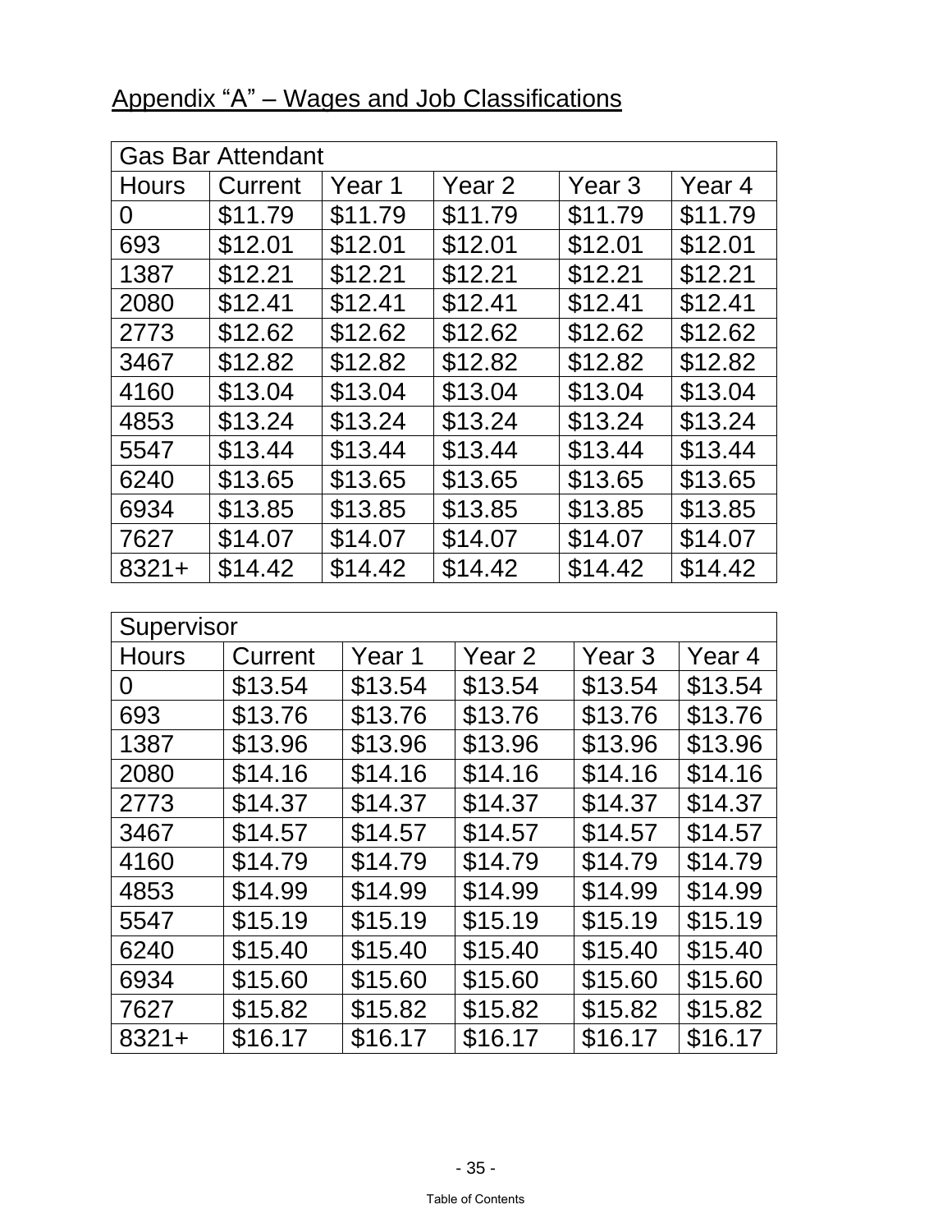## Appendix "A" – Wages and Job Classifications

| Gas Bar Attendant | | | | | |
|---|---|---|---|---|---|
| Hours | Current | Year 1 | Year 2 | Year 3 | Year 4 |
| 0 | $11.79 | $11.79 | $11.79 | $11.79 | $11.79 |
| 693 | $12.01 | $12.01 | $12.01 | $12.01 | $12.01 |
| 1387 | $12.21 | $12.21 | $12.21 | $12.21 | $12.21 |
| 2080 | $12.41 | $12.41 | $12.41 | $12.41 | $12.41 |
| 2773 | $12.62 | $12.62 | $12.62 | $12.62 | $12.62 |
| 3467 | $12.82 | $12.82 | $12.82 | $12.82 | $12.82 |
| 4160 | $13.04 | $13.04 | $13.04 | $13.04 | $13.04 |
| 4853 | $13.24 | $13.24 | $13.24 | $13.24 | $13.24 |
| 5547 | $13.44 | $13.44 | $13.44 | $13.44 | $13.44 |
| 6240 | $13.65 | $13.65 | $13.65 | $13.65 | $13.65 |
| 6934 | $13.85 | $13.85 | $13.85 | $13.85 | $13.85 |
| 7627 | $14.07 | $14.07 | $14.07 | $14.07 | $14.07 |
| 8321+ | $14.42 | $14.42 | $14.42 | $14.42 | $14.42 |

| Supervisor | | | | | |
|---|---|---|---|---|---|
| Hours | Current | Year 1 | Year 2 | Year 3 | Year 4 |
| 0 | $13.54 | $13.54 | $13.54 | $13.54 | $13.54 |
| 693 | $13.76 | $13.76 | $13.76 | $13.76 | $13.76 |
| 1387 | $13.96 | $13.96 | $13.96 | $13.96 | $13.96 |
| 2080 | $14.16 | $14.16 | $14.16 | $14.16 | $14.16 |
| 2773 | $14.37 | $14.37 | $14.37 | $14.37 | $14.37 |
| 3467 | $14.57 | $14.57 | $14.57 | $14.57 | $14.57 |
| 4160 | $14.79 | $14.79 | $14.79 | $14.79 | $14.79 |
| 4853 | $14.99 | $14.99 | $14.99 | $14.99 | $14.99 |
| 5547 | $15.19 | $15.19 | $15.19 | $15.19 | $15.19 |
| 6240 | $15.40 | $15.40 | $15.40 | $15.40 | $15.40 |
| 6934 | $15.60 | $15.60 | $15.60 | $15.60 | $15.60 |
| 7627 | $15.82 | $15.82 | $15.82 | $15.82 | $15.82 |
| 8321+ | $16.17 | $16.17 | $16.17 | $16.17 | $16.17 |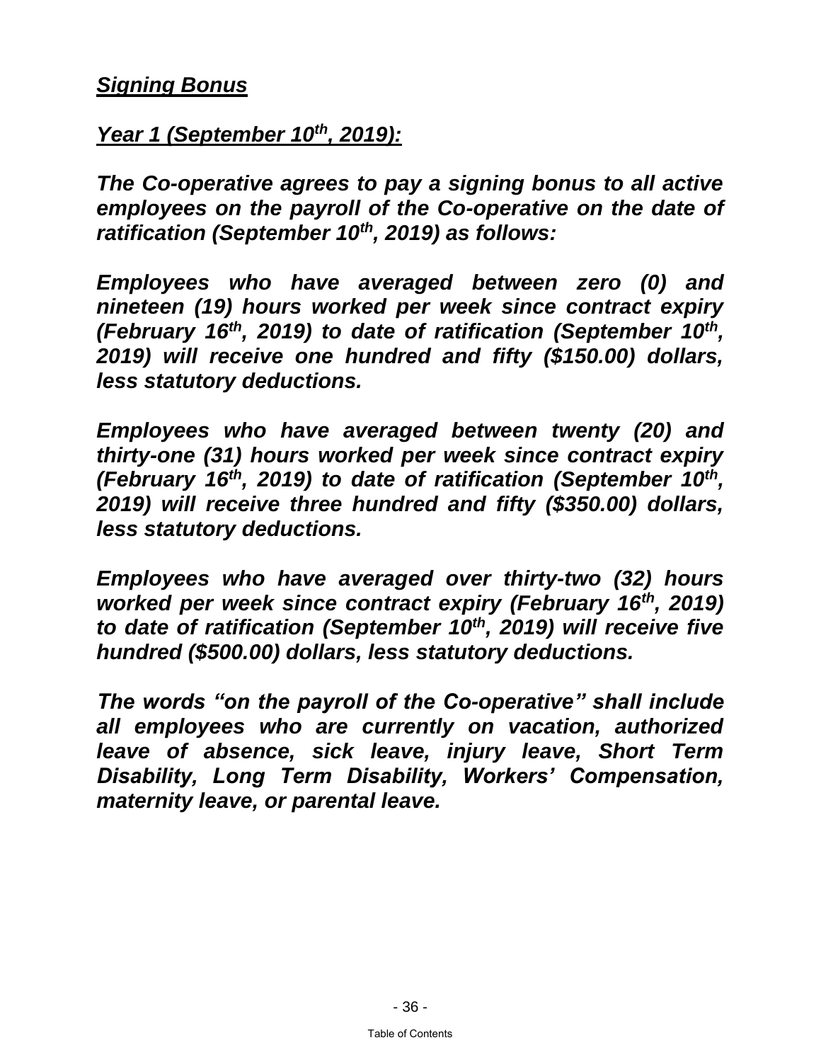***Signing Bonus***

***Year 1 (September 10th, 2019):***

***The Co-operative agrees to pay a signing bonus to all active employees on the payroll of the Co-operative on the date of ratification (September 10th, 2019) as follows:***

***Employees who have averaged between zero (0) and nineteen (19) hours worked per week since contract expiry (February 16th, 2019) to date of ratification (September 10th, 2019) will receive one hundred and fifty ($150.00) dollars, less statutory deductions.***

***Employees who have averaged between twenty (20) and thirty-one (31) hours worked per week since contract expiry (February 16th, 2019) to date of ratification (September 10th, 2019) will receive three hundred and fifty ($350.00) dollars, less statutory deductions.***

***Employees who have averaged over thirty-two (32) hours worked per week since contract expiry (February 16th, 2019) to date of ratification (September 10th, 2019) will receive five hundred ($500.00) dollars, less statutory deductions.***

***The words "on the payroll of the Co-operative" shall include all employees who are currently on vacation, authorized leave of absence, sick leave, injury leave, Short Term Disability, Long Term Disability, Workers' Compensation, maternity leave, or parental leave.***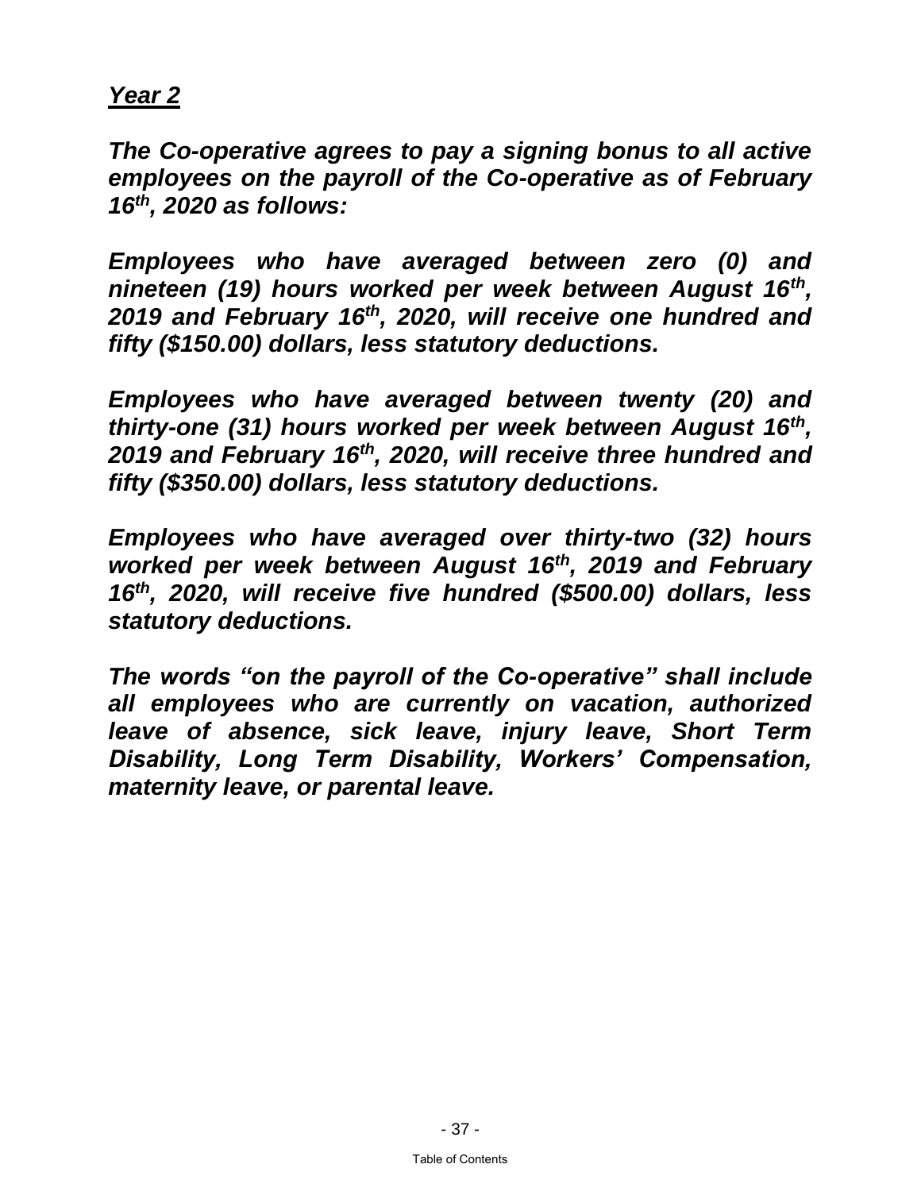***Year 2***

***The Co-operative agrees to pay a signing bonus to all active employees on the payroll of the Co-operative as of February 16th, 2020 as follows:***

***Employees who have averaged between zero (0) and nineteen (19) hours worked per week between August 16th, 2019 and February 16th, 2020, will receive one hundred and fifty ($150.00) dollars, less statutory deductions.***

***Employees who have averaged between twenty (20) and thirty-one (31) hours worked per week between August 16th, 2019 and February 16th, 2020, will receive three hundred and fifty ($350.00) dollars, less statutory deductions.***

***Employees who have averaged over thirty-two (32) hours worked per week between August 16th, 2019 and February 16th, 2020, will receive five hundred ($500.00) dollars, less statutory deductions.***

***The words "on the payroll of the Co-operative" shall include all employees who are currently on vacation, authorized leave of absence, sick leave, injury leave, Short Term Disability, Long Term Disability, Workers' Compensation, maternity leave, or parental leave.***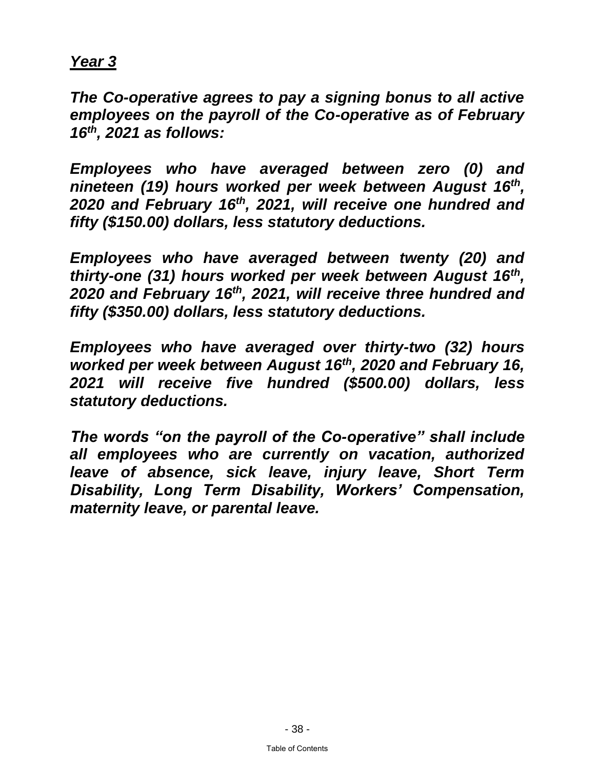***Year 3***

***The Co-operative agrees to pay a signing bonus to all active employees on the payroll of the Co-operative as of February 16th, 2021 as follows:***

***Employees who have averaged between zero (0) and nineteen (19) hours worked per week between August 16th, 2020 and February 16th, 2021, will receive one hundred and fifty ($150.00) dollars, less statutory deductions.***

***Employees who have averaged between twenty (20) and thirty-one (31) hours worked per week between August 16th, 2020 and February 16th, 2021, will receive three hundred and fifty ($350.00) dollars, less statutory deductions.***

***Employees who have averaged over thirty-two (32) hours worked per week between August 16th, 2020 and February 16, 2021 will receive five hundred ($500.00) dollars, less statutory deductions.***

***The words "on the payroll of the Co-operative" shall include all employees who are currently on vacation, authorized leave of absence, sick leave, injury leave, Short Term Disability, Long Term Disability, Workers' Compensation, maternity leave, or parental leave.***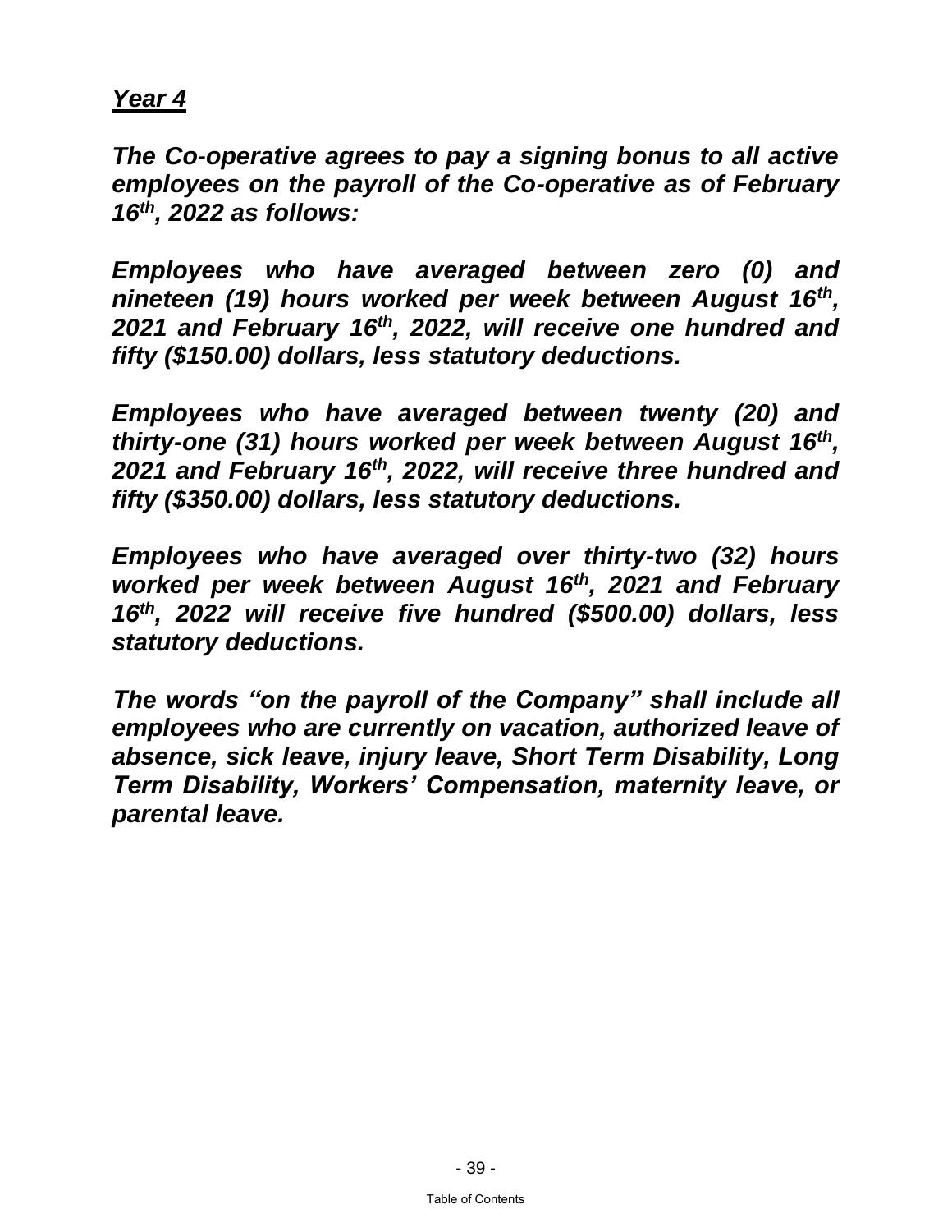***Year 4***

***The Co-operative agrees to pay a signing bonus to all active employees on the payroll of the Co-operative as of February 16th, 2022 as follows:***

***Employees who have averaged between zero (0) and nineteen (19) hours worked per week between August 16th, 2021 and February 16th, 2022, will receive one hundred and fifty ($150.00) dollars, less statutory deductions.***

***Employees who have averaged between twenty (20) and thirty-one (31) hours worked per week between August 16th, 2021 and February 16th, 2022, will receive three hundred and fifty ($350.00) dollars, less statutory deductions.***

***Employees who have averaged over thirty-two (32) hours worked per week between August 16th, 2021 and February 16th, 2022 will receive five hundred ($500.00) dollars, less statutory deductions.***

***The words "on the payroll of the Company" shall include all employees who are currently on vacation, authorized leave of absence, sick leave, injury leave, Short Term Disability, Long Term Disability, Workers' Compensation, maternity leave, or parental leave.***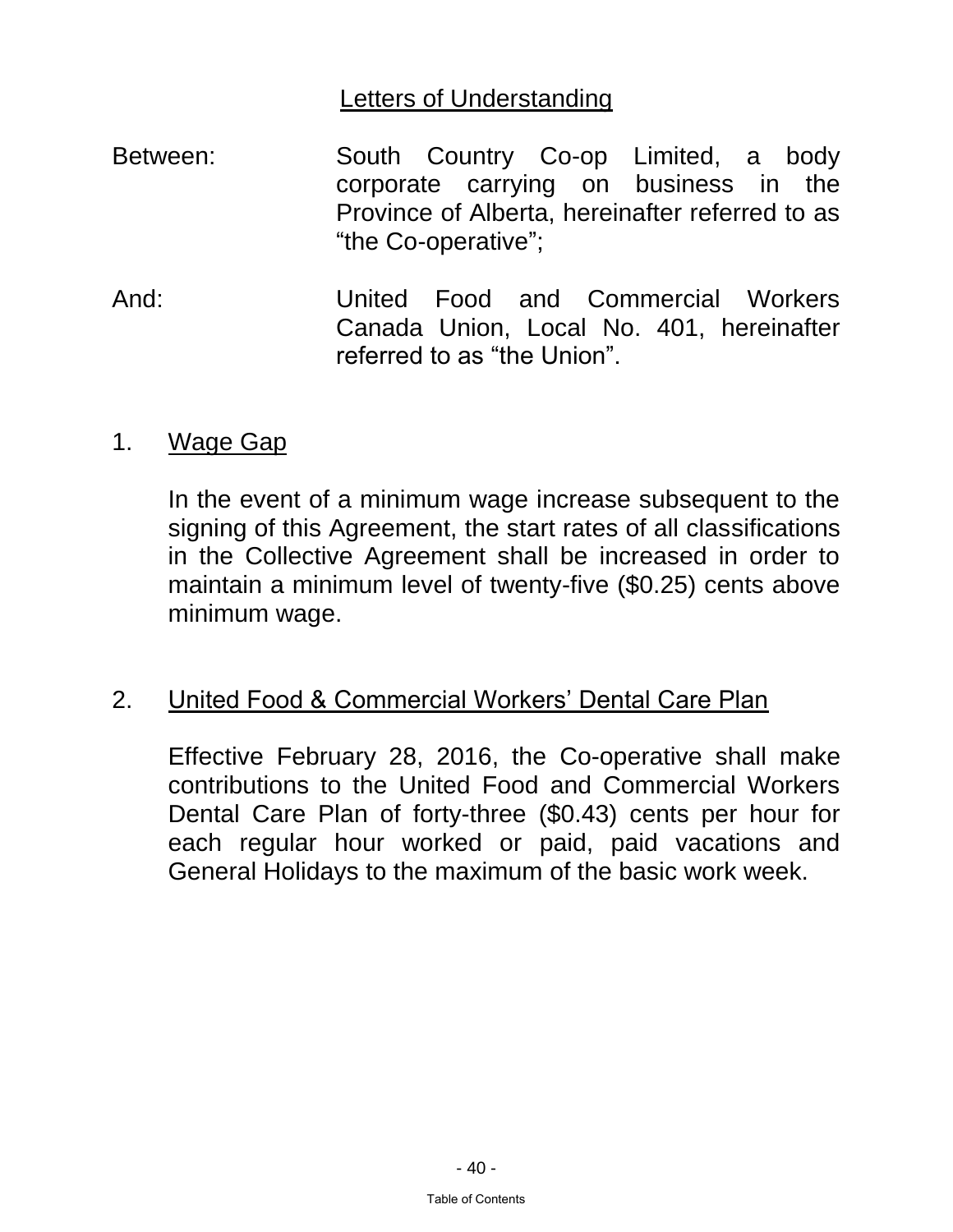## Letters of Understanding

Between: South Country Co-op Limited, a body corporate carrying on business in the Province of Alberta, hereinafter referred to as "the Co-operative";

And: United Food and Commercial Workers Canada Union, Local No. 401, hereinafter referred to as "the Union".

1. Wage Gap

   In the event of a minimum wage increase subsequent to the signing of this Agreement, the start rates of all classifications in the Collective Agreement shall be increased in order to maintain a minimum level of twenty-five ($0.25) cents above minimum wage.

2. United Food & Commercial Workers' Dental Care Plan

   Effective February 28, 2016, the Co-operative shall make contributions to the United Food and Commercial Workers Dental Care Plan of forty-three ($0.43) cents per hour for each regular hour worked or paid, paid vacations and General Holidays to the maximum of the basic work week.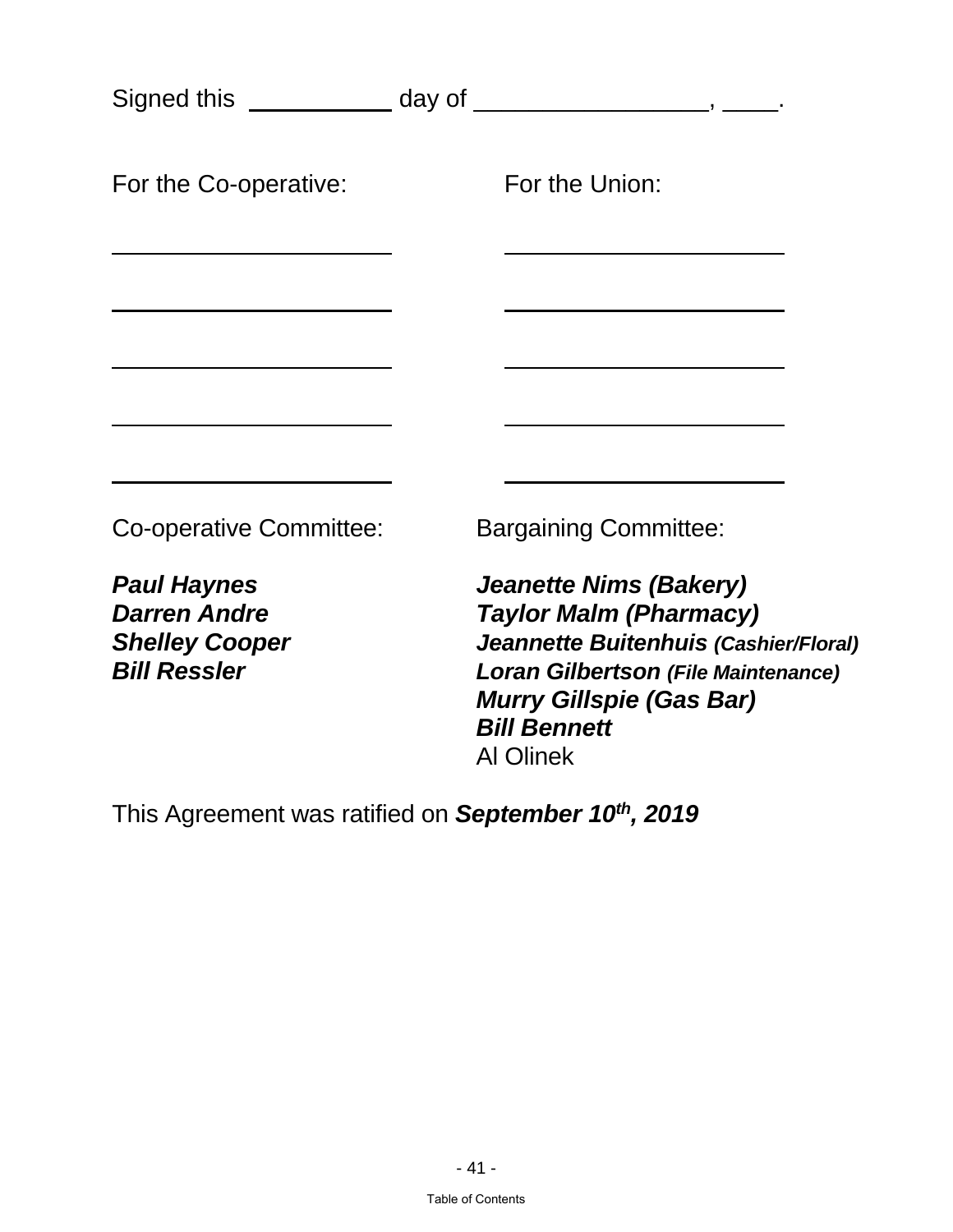Signed this ___________ day of _________________, ____.

| For the Co-operative: | For the Union: |
| --- | --- |
| ______________________ | ______________________ |
| ______________________ | ______________________ |
| ______________________ | ______________________ |
| ______________________ | ______________________ |
| ______________________ | ______________________ |

| Co-operative Committee: | Bargaining Committee: |
| --- | --- |
| ***Paul Haynes*** | ***Jeanette Nims (Bakery)*** |
| ***Darren Andre*** | ***Taylor Malm (Pharmacy)*** |
| ***Shelley Cooper*** | ***Jeannette Buitenhuis (Cashier/Floral)*** |
| ***Bill Ressler*** | ***Loran Gilbertson (File Maintenance)*** |
| | ***Murry Gillspie (Gas Bar)*** |
| | ***Bill Bennett*** |
| | Al Olinek |

This Agreement was ratified on ***September 10th, 2019***

Table of Contents